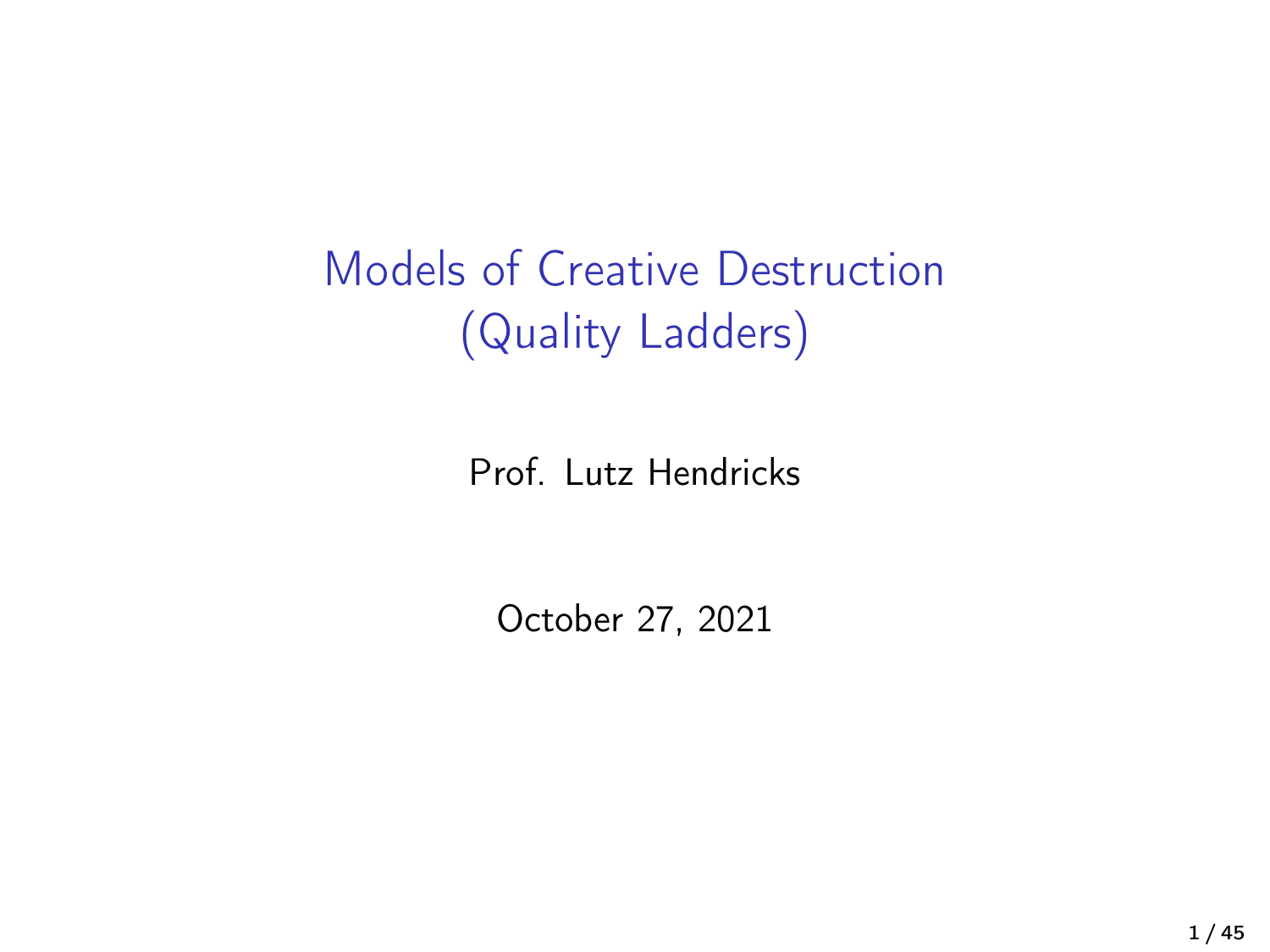# Models of Creative Destruction (Quality Ladders)

Prof. Lutz Hendricks

October 27, 2021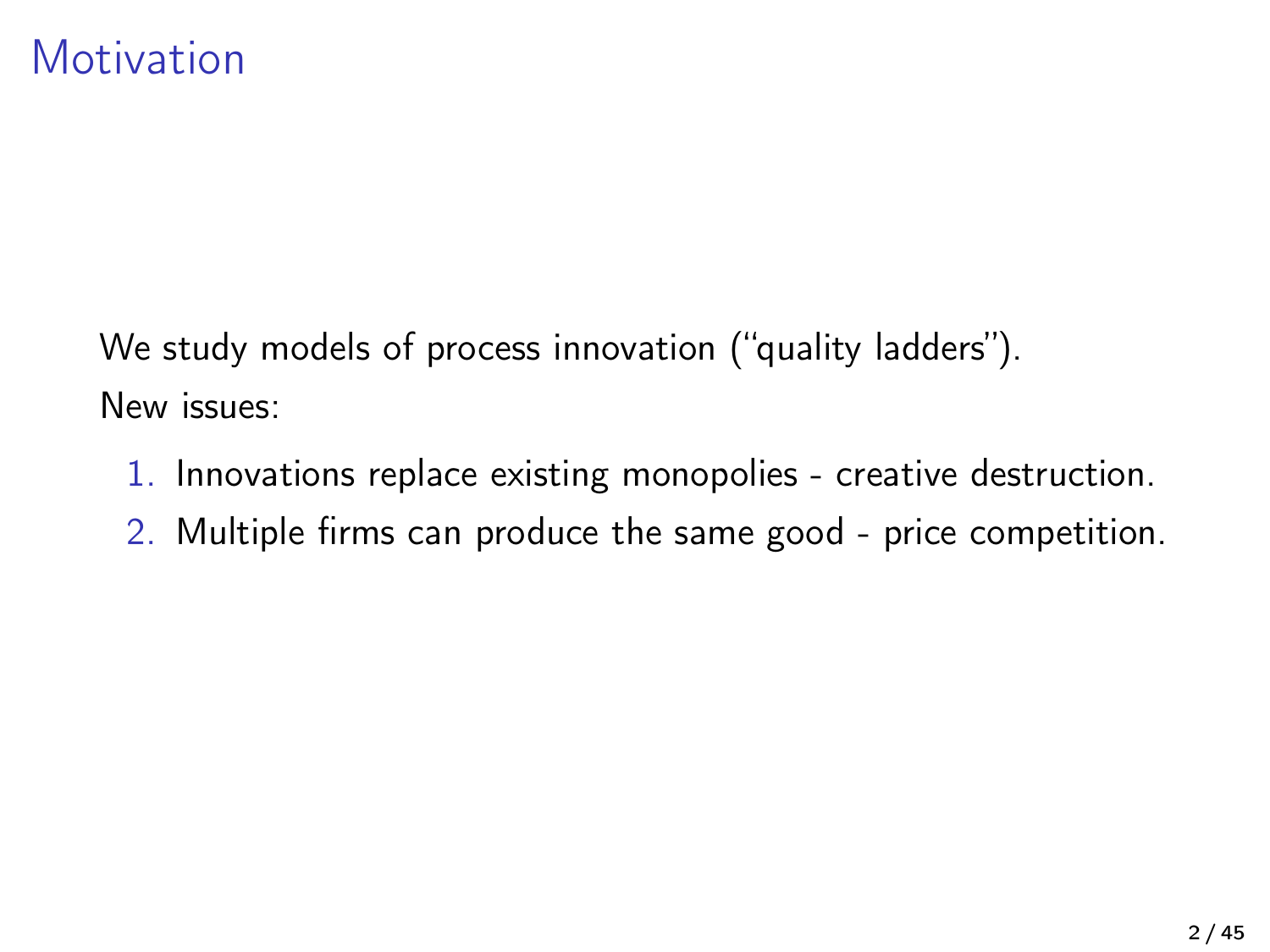# Motivation

We study models of process innovation (“quality ladders”).

New issues:

1. Innovations replace existing monopolies - creative destruction.
2. Multiple firms can produce the same good - price competition.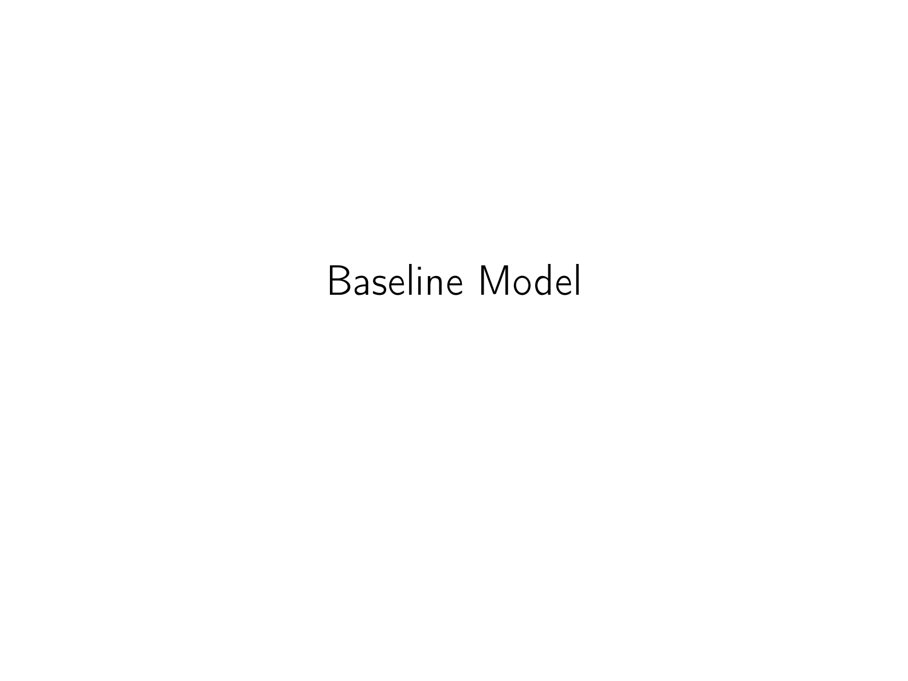# Baseline Model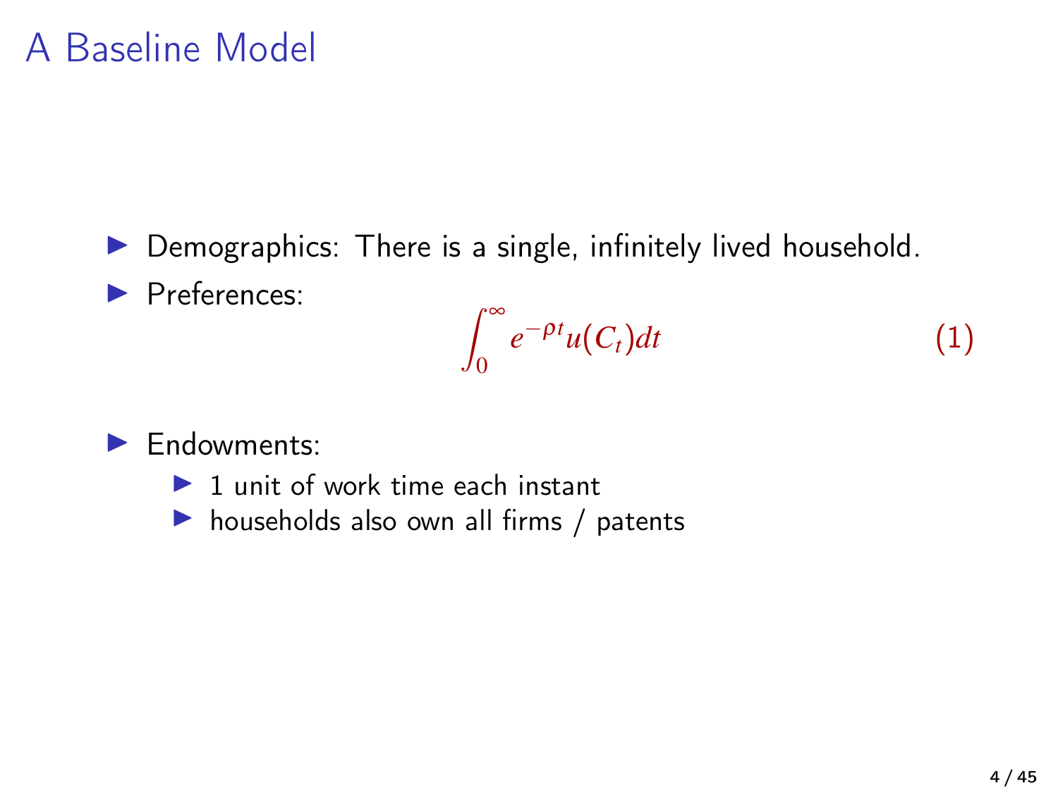# A Baseline Model

- Demographics: There is a single, infinitely lived household.
- Preferences:

$$\int_0^\infty e^{-\rho t} u(C_t) dt \tag{1}$$

- Endowments:
  - 1 unit of work time each instant
  - households also own all firms / patents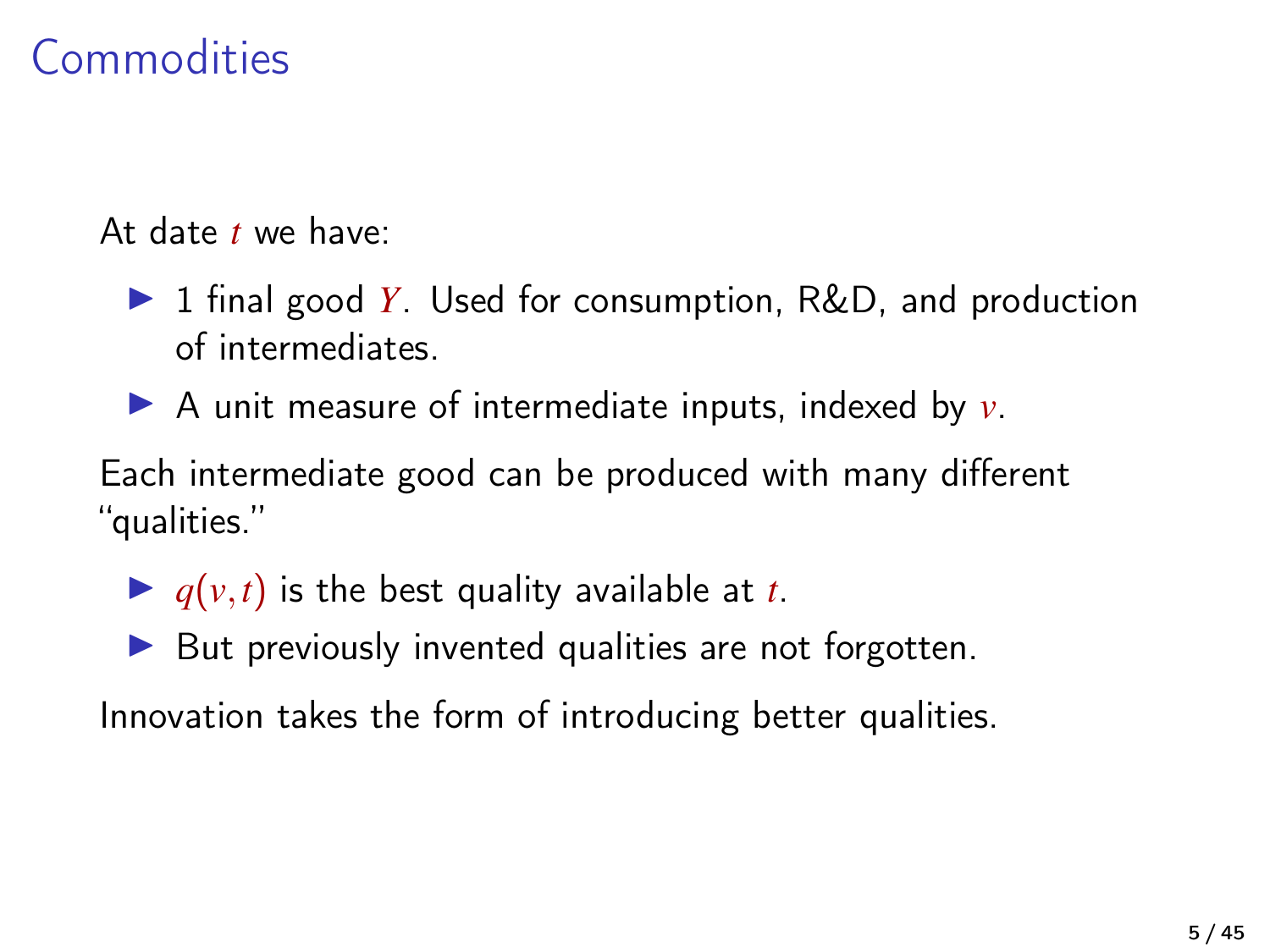# Commodities

At date $t$ we have:

- 1 final good $Y$. Used for consumption, R&D, and production of intermediates.
- A unit measure of intermediate inputs, indexed by $v$.

Each intermediate good can be produced with many different "qualities."

- $q(v,t)$ is the best quality available at $t$.
- But previously invented qualities are not forgotten.

Innovation takes the form of introducing better qualities.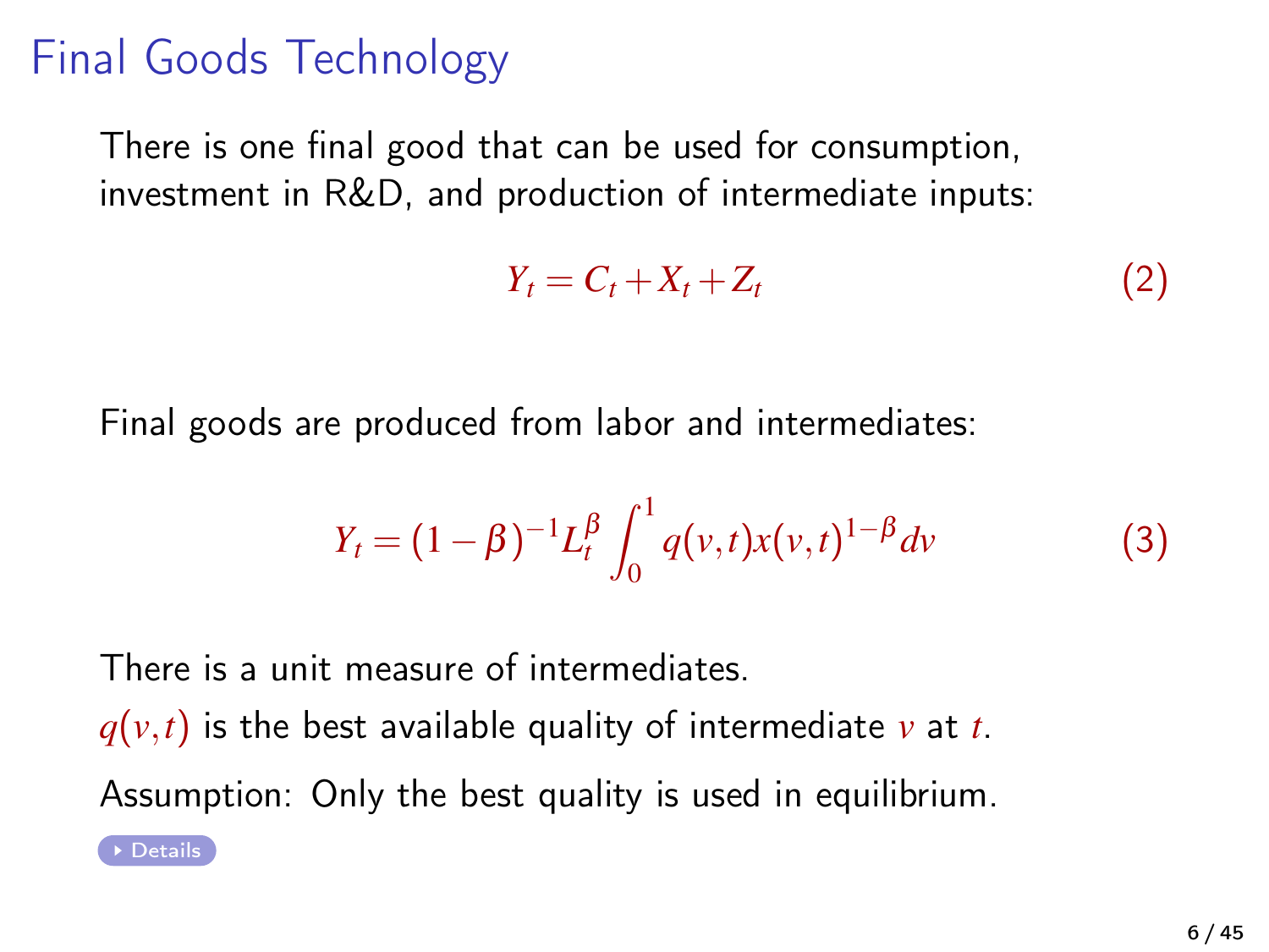# Final Goods Technology

There is one final good that can be used for consumption, investment in R&D, and production of intermediate inputs:

$$Y_t = C_t + X_t + Z_t \tag{2}$$

Final goods are produced from labor and intermediates:

$$Y_t = (1-\beta)^{-1} L_t^{\beta} \int_0^1 q(v,t) x(v,t)^{1-\beta} dv \tag{3}$$

There is a unit measure of intermediates.

$q(v,t)$ is the best available quality of intermediate $v$ at $t$.

Assumption: Only the best quality is used in equilibrium.

Details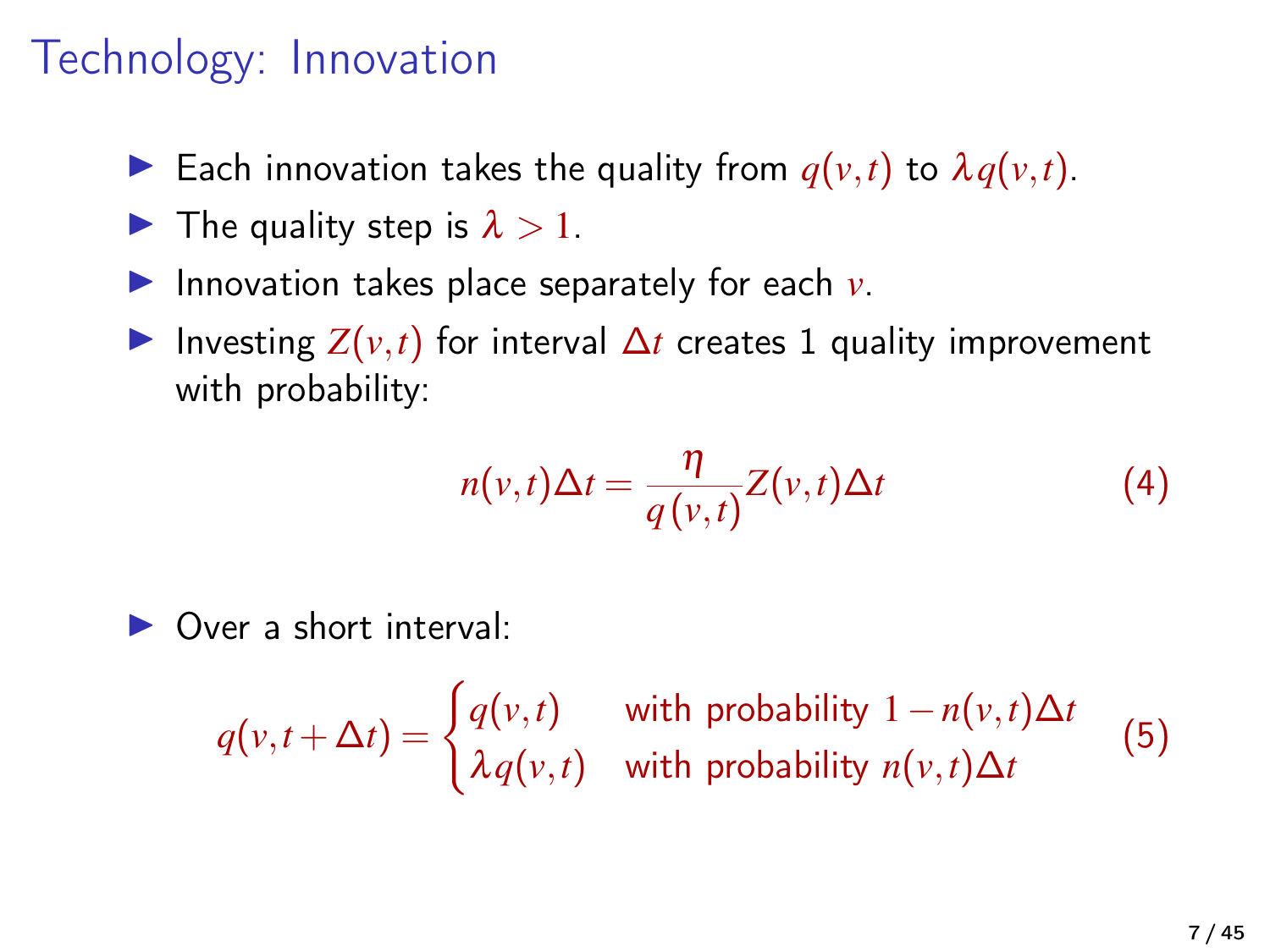# Technology: Innovation

- Each innovation takes the quality from $q(v,t)$ to $\lambda q(v,t)$.
- The quality step is $\lambda > 1$.
- Innovation takes place separately for each $v$.
- Investing $Z(v,t)$ for interval $\Delta t$ creates 1 quality improvement with probability:

$$n(v,t)\Delta t = \frac{\eta}{q(v,t)} Z(v,t)\Delta t \tag{4}$$

- Over a short interval:

$$q(v,t+\Delta t) = \begin{cases} q(v,t) & \text{with probability } 1 - n(v,t)\Delta t \\ \lambda q(v,t) & \text{with probability } n(v,t)\Delta t \end{cases} \tag{5}$$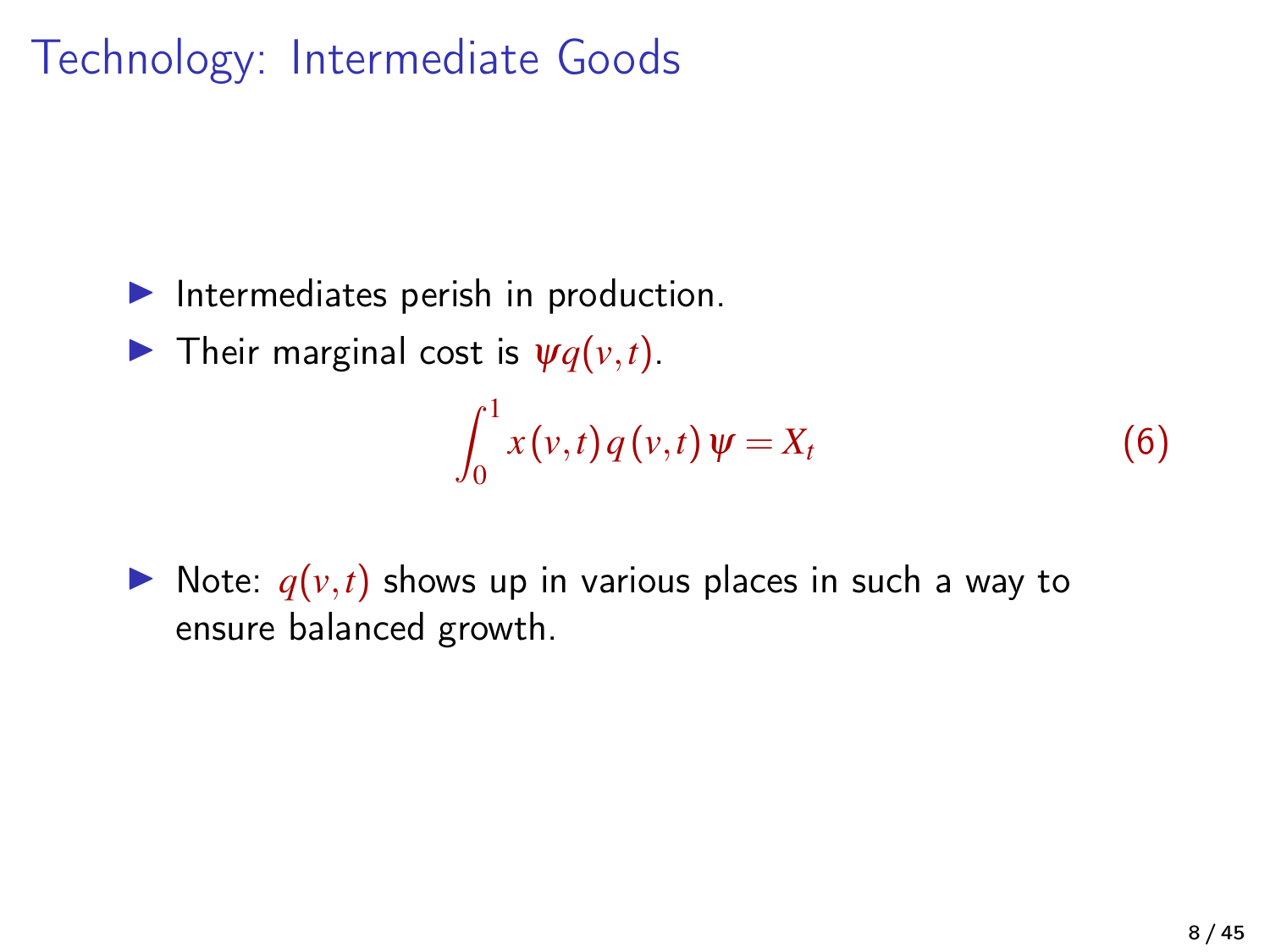# Technology: Intermediate Goods

- Intermediates perish in production.
- Their marginal cost is $\psi q(v,t)$.

$$\int_0^1 x(v,t)\, q(v,t)\, \psi = X_t \tag{6}$$

- Note: $q(v,t)$ shows up in various places in such a way to ensure balanced growth.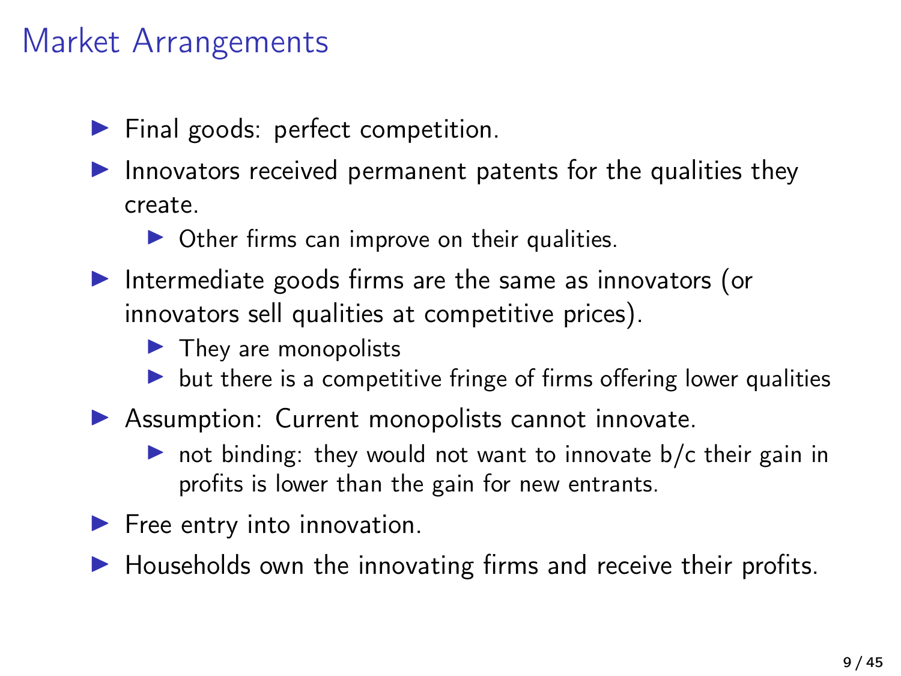# Market Arrangements

- Final goods: perfect competition.
- Innovators received permanent patents for the qualities they create.
  - Other firms can improve on their qualities.
- Intermediate goods firms are the same as innovators (or innovators sell qualities at competitive prices).
  - They are monopolists
  - but there is a competitive fringe of firms offering lower qualities
- Assumption: Current monopolists cannot innovate.
  - not binding: they would not want to innovate b/c their gain in profits is lower than the gain for new entrants.
- Free entry into innovation.
- Households own the innovating firms and receive their profits.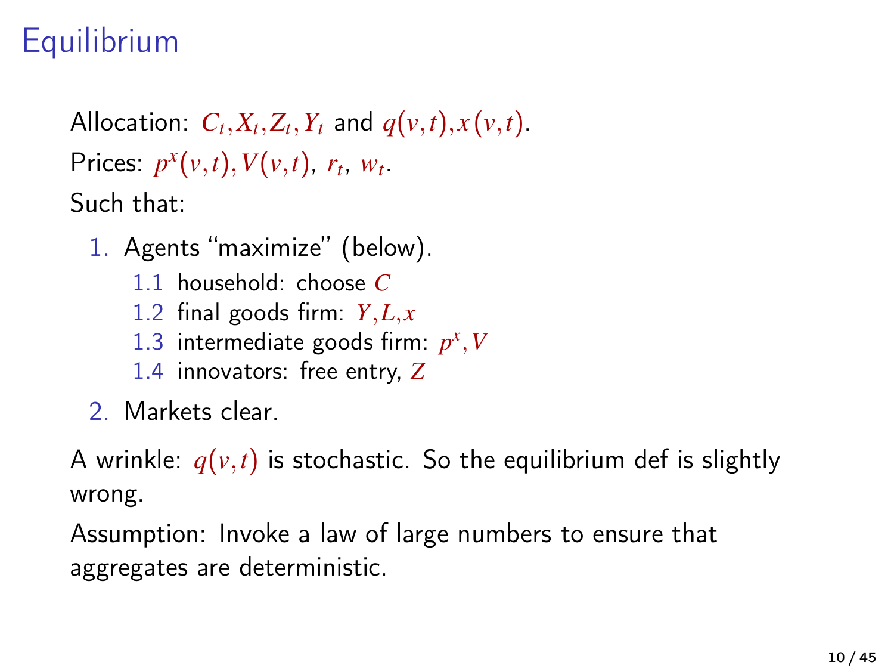# Equilibrium

Allocation: $C_t, X_t, Z_t, Y_t$ and $q(v,t), x(v,t)$.

Prices: $p^x(v,t), V(v,t)$, $r_t$, $w_t$.

Such that:

1. Agents "maximize" (below).
   1.1 household: choose $C$
   1.2 final goods firm: $Y, L, x$
   1.3 intermediate goods firm: $p^x, V$
   1.4 innovators: free entry, $Z$
2. Markets clear.

A wrinkle: $q(v,t)$ is stochastic. So the equilibrium def is slightly wrong.

Assumption: Invoke a law of large numbers to ensure that aggregates are deterministic.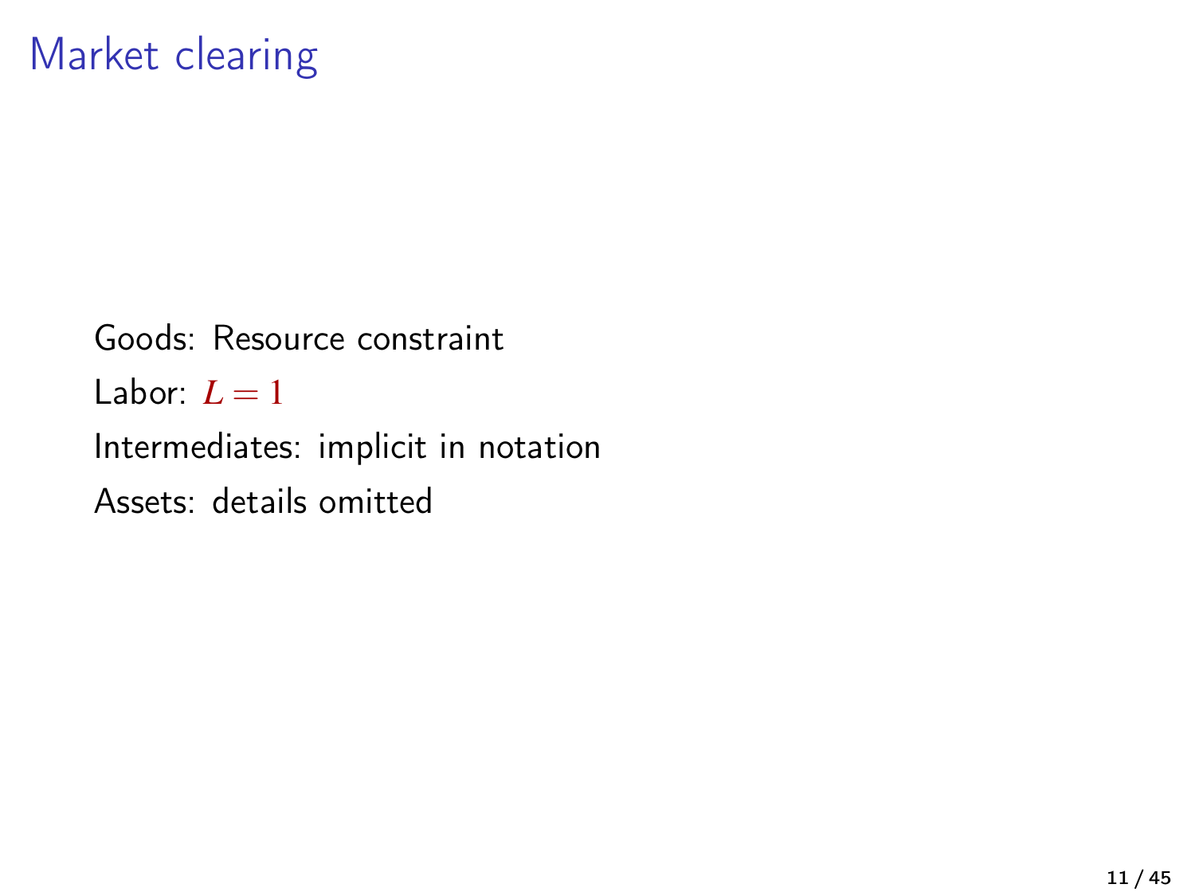# Market clearing

Goods: Resource constraint

Labor: $L = 1$

Intermediates: implicit in notation

Assets: details omitted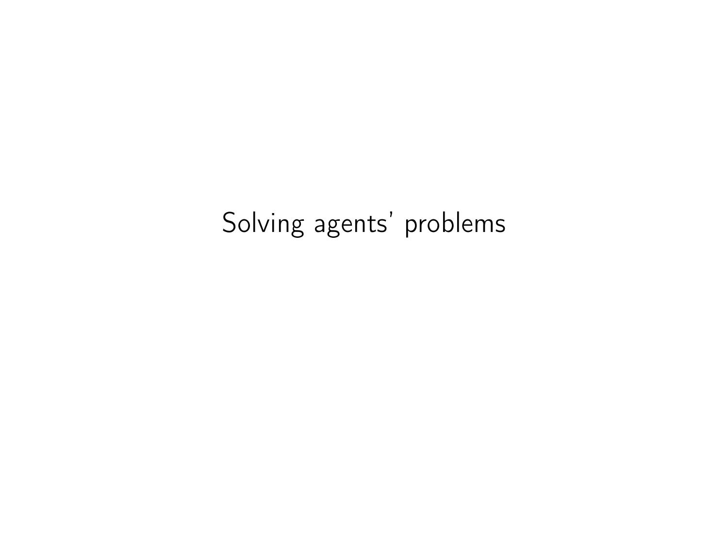# Solving agents' problems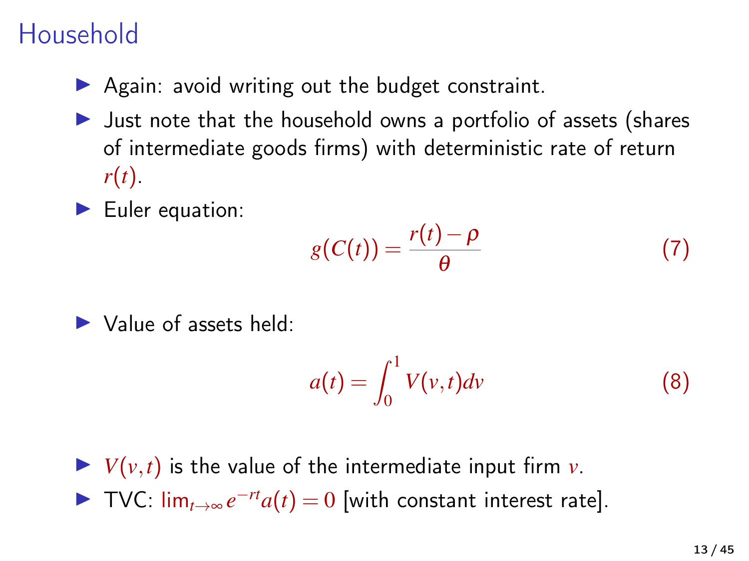# Household

- Again: avoid writing out the budget constraint.
- Just note that the household owns a portfolio of assets (shares of intermediate goods firms) with deterministic rate of return $r(t)$.
- Euler equation:

$$g(C(t)) = \frac{r(t) - \rho}{\theta} \tag{7}$$

- Value of assets held:

$$a(t) = \int_0^1 V(v,t)dv \tag{8}$$

- $V(v,t)$ is the value of the intermediate input firm $v$.
- TVC: $\lim_{t \to \infty} e^{-rt} a(t) = 0$ [with constant interest rate].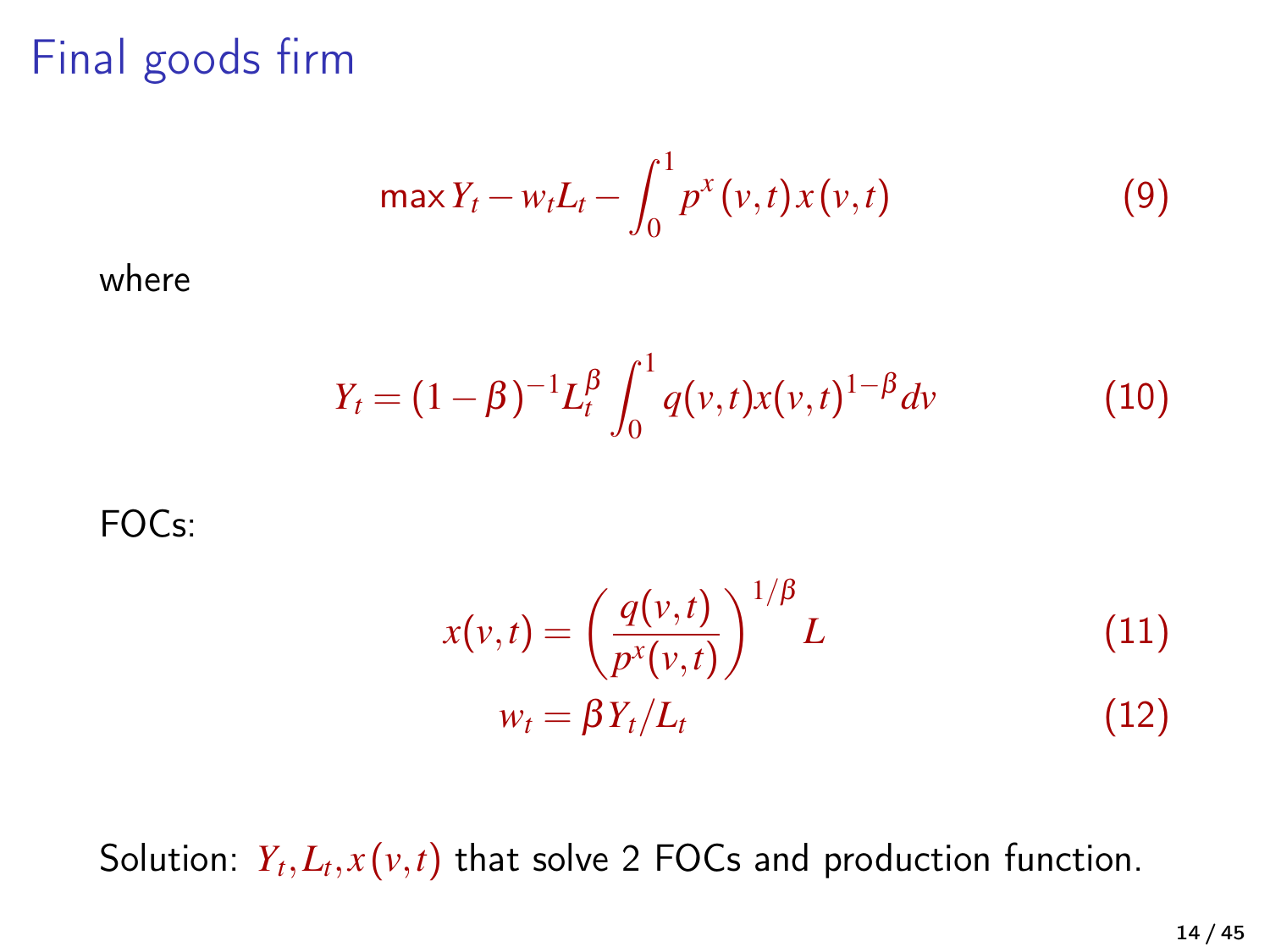# Final goods firm

$$\max Y_t - w_t L_t - \int_0^1 p^x(v,t)\, x(v,t) \tag{9}$$

where

$$Y_t = (1-\beta)^{-1} L_t^{\beta} \int_0^1 q(v,t) x(v,t)^{1-\beta} dv \tag{10}$$

FOCs:

$$x(v,t) = \left( \frac{q(v,t)}{p^x(v,t)} \right)^{1/\beta} L \tag{11}$$

$$w_t = \beta Y_t / L_t \tag{12}$$

Solution: $Y_t, L_t, x(v,t)$ that solve 2 FOCs and production function.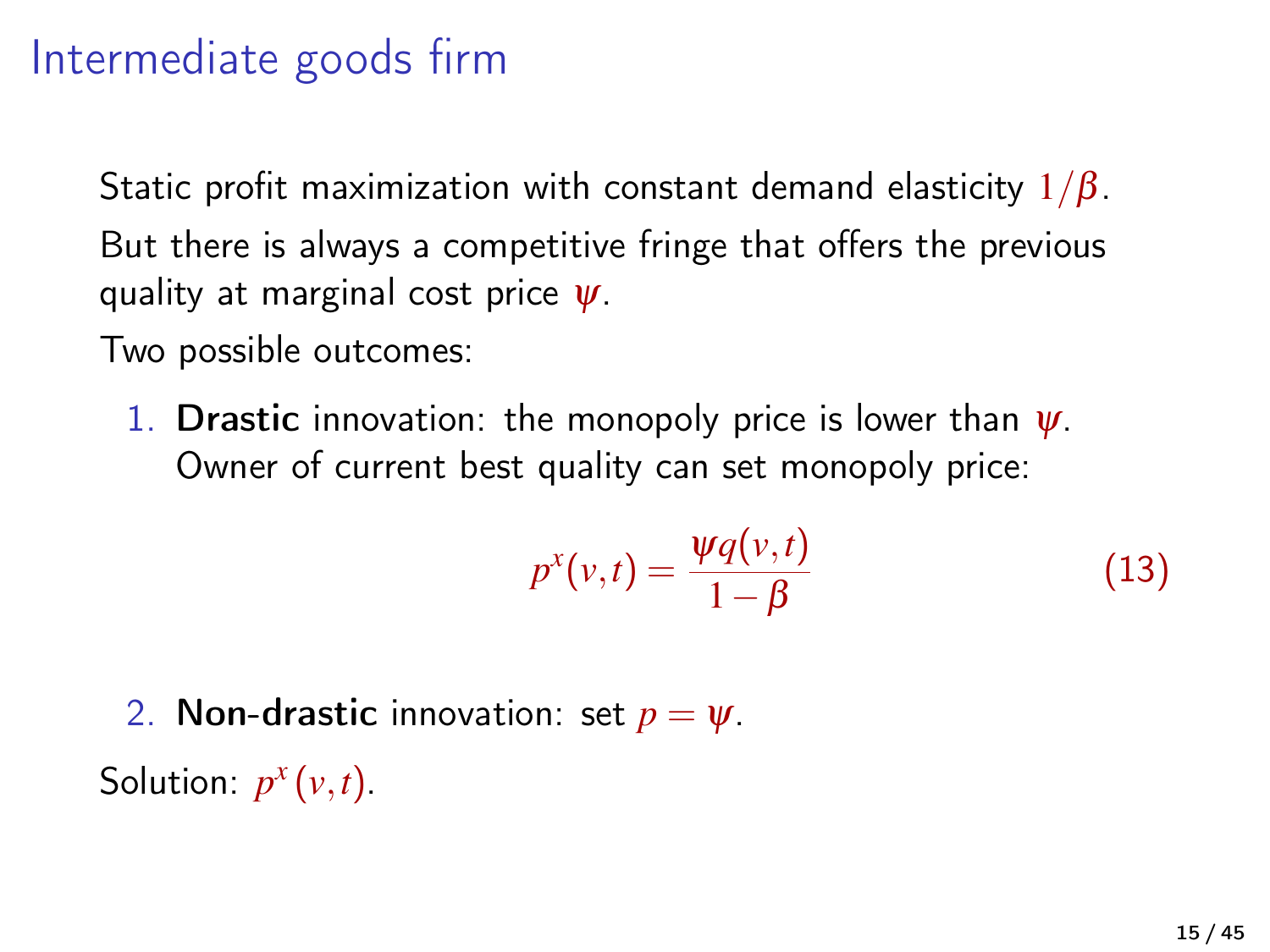# Intermediate goods firm

Static profit maximization with constant demand elasticity $1/\beta$.

But there is always a competitive fringe that offers the previous quality at marginal cost price $\psi$.

Two possible outcomes:

1. **Drastic** innovation: the monopoly price is lower than $\psi$. Owner of current best quality can set monopoly price:

$$p^x(v,t) = \frac{\psi q(v,t)}{1-\beta} \tag{13}$$

2. **Non-drastic** innovation: set $p = \psi$.

Solution: $p^x(v,t)$.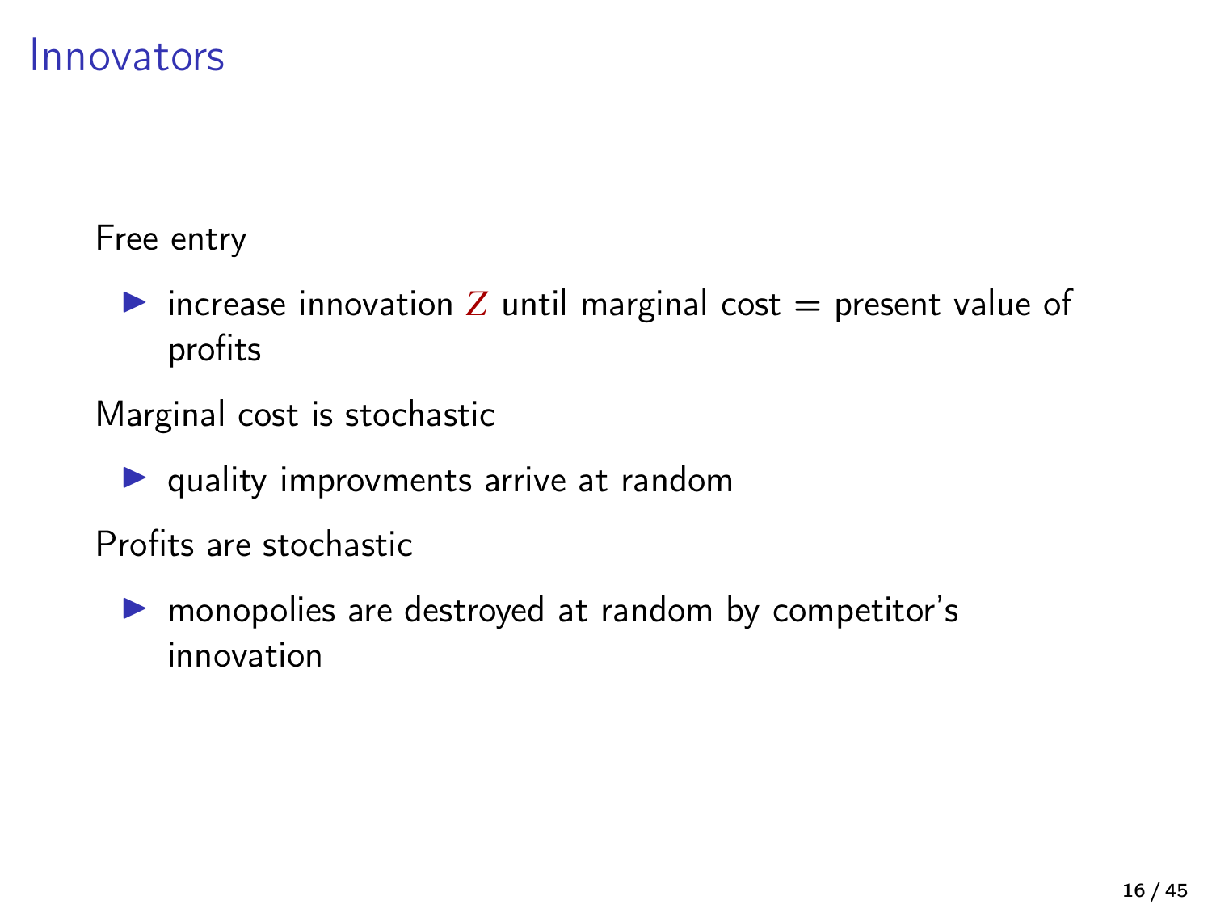# Innovators

Free entry

- increase innovation $Z$ until marginal cost = present value of profits

Marginal cost is stochastic

- quality improvments arrive at random

Profits are stochastic

- monopolies are destroyed at random by competitor's innovation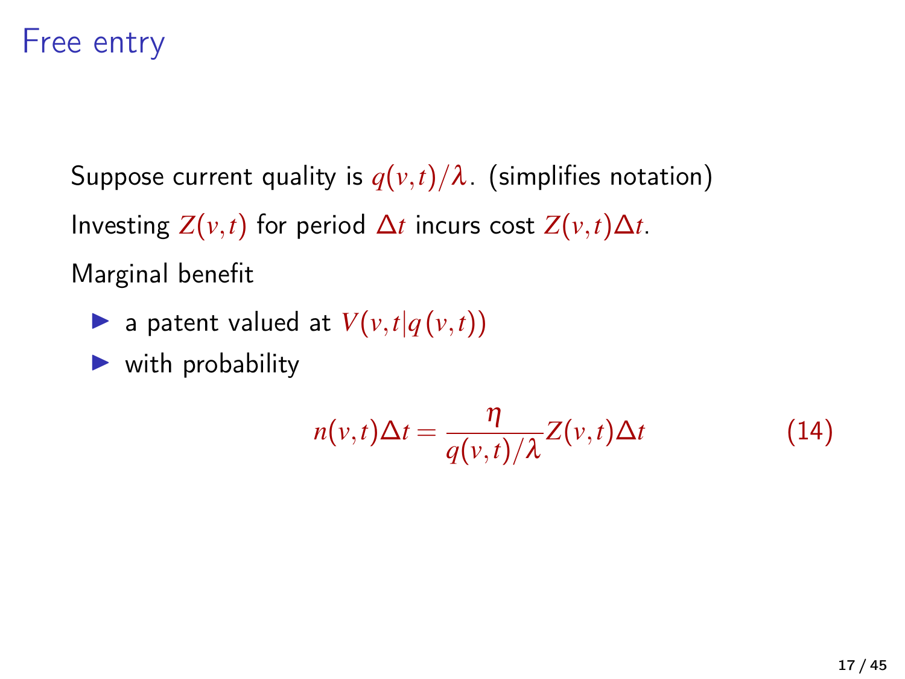# Free entry

Suppose current quality is $q(v,t)/\lambda$. (simplifies notation)

Investing $Z(v,t)$ for period $\Delta t$ incurs cost $Z(v,t)\Delta t$.

Marginal benefit

- a patent valued at $V(v,t|q(v,t))$
- with probability

$$n(v,t)\Delta t = \frac{\eta}{q(v,t)/\lambda} Z(v,t)\Delta t \tag{14}$$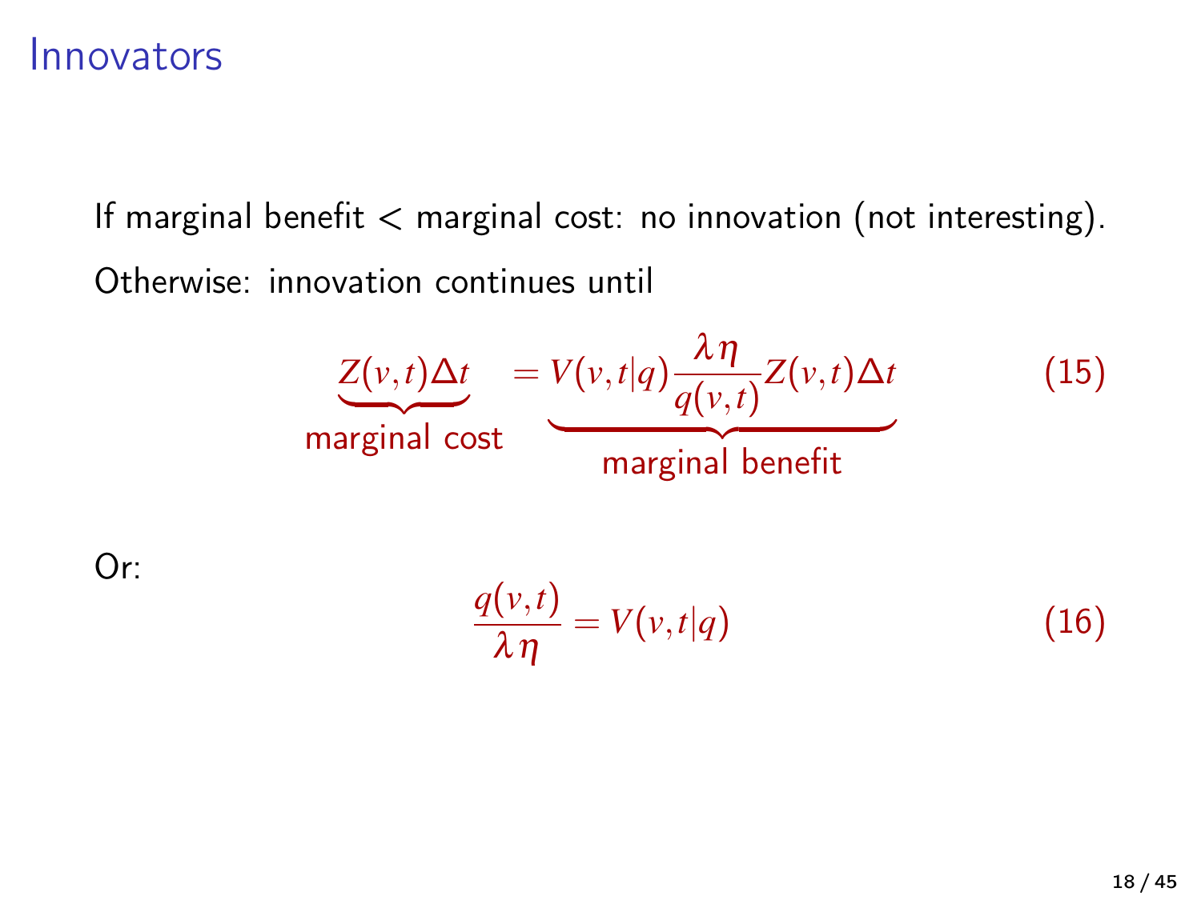# Innovators

If marginal benefit < marginal cost: no innovation (not interesting).

Otherwise: innovation continues until

$$\underbrace{Z(v,t)\Delta t}_{\text{marginal cost}} = \underbrace{V(v,t|q)\frac{\lambda\eta}{q(v,t)}Z(v,t)\Delta t}_{\text{marginal benefit}} \tag{15}$$

Or:

$$\frac{q(v,t)}{\lambda\eta} = V(v,t|q) \tag{16}$$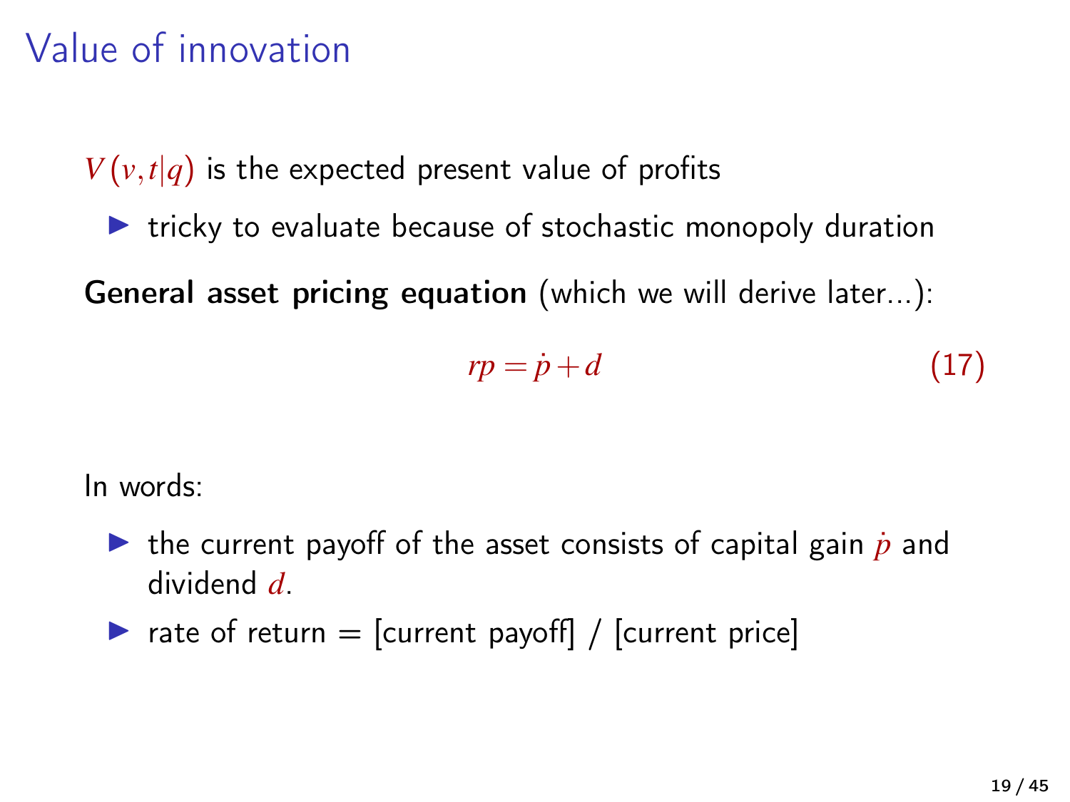# Value of innovation

$V(v,t|q)$ is the expected present value of profits

- tricky to evaluate because of stochastic monopoly duration

**General asset pricing equation** (which we will derive later...):

$$rp = \dot{p} + d \tag{17}$$

In words:

- the current payoff of the asset consists of capital gain $\dot{p}$ and dividend $d$.
- rate of return = [current payoff] / [current price]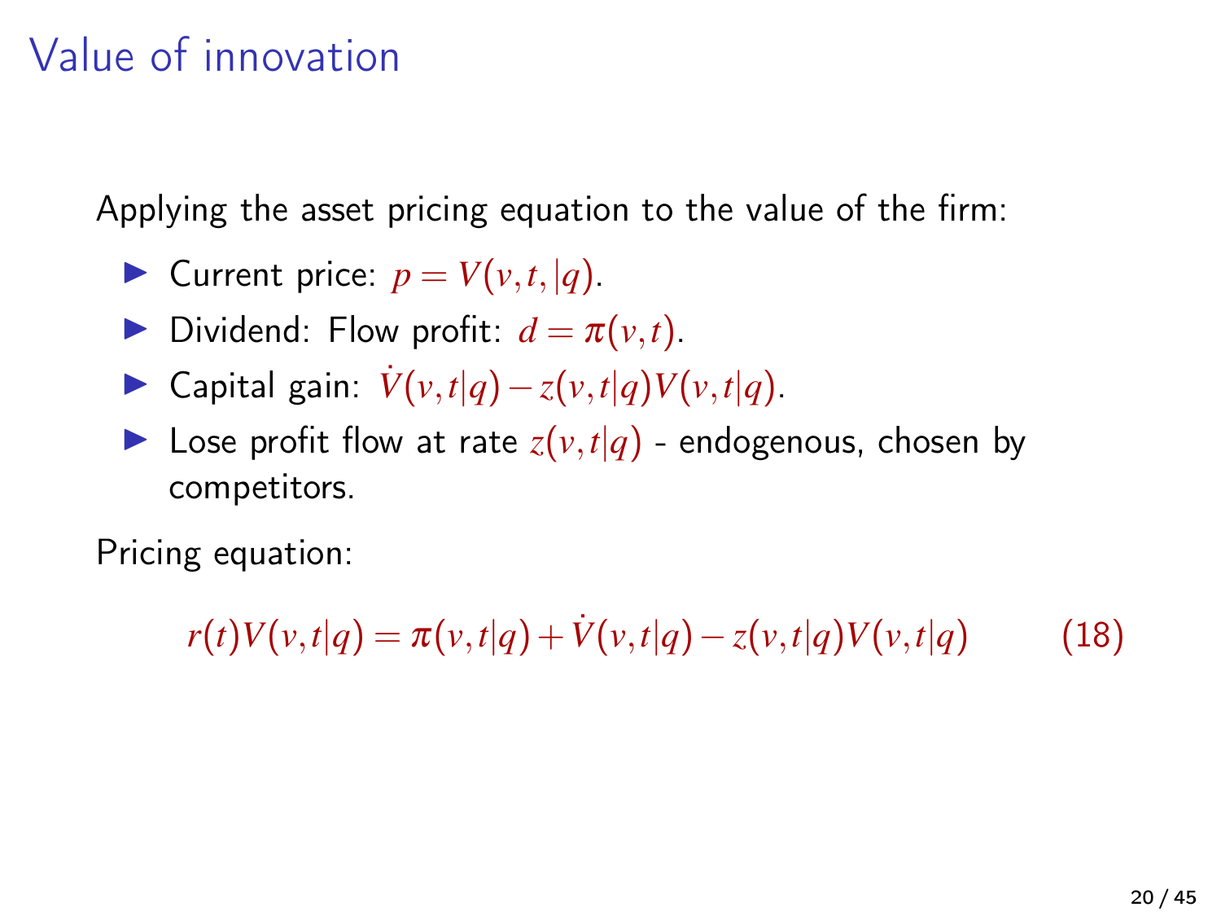# Value of innovation

Applying the asset pricing equation to the value of the firm:

- Current price: $p = V(v,t,|q)$.
- Dividend: Flow profit: $d = \pi(v,t)$.
- Capital gain: $\dot{V}(v,t|q) - z(v,t|q)V(v,t|q)$.
- Lose profit flow at rate $z(v,t|q)$ - endogenous, chosen by competitors.

Pricing equation:

$$r(t)V(v,t|q) = \pi(v,t|q) + \dot{V}(v,t|q) - z(v,t|q)V(v,t|q) \qquad (18)$$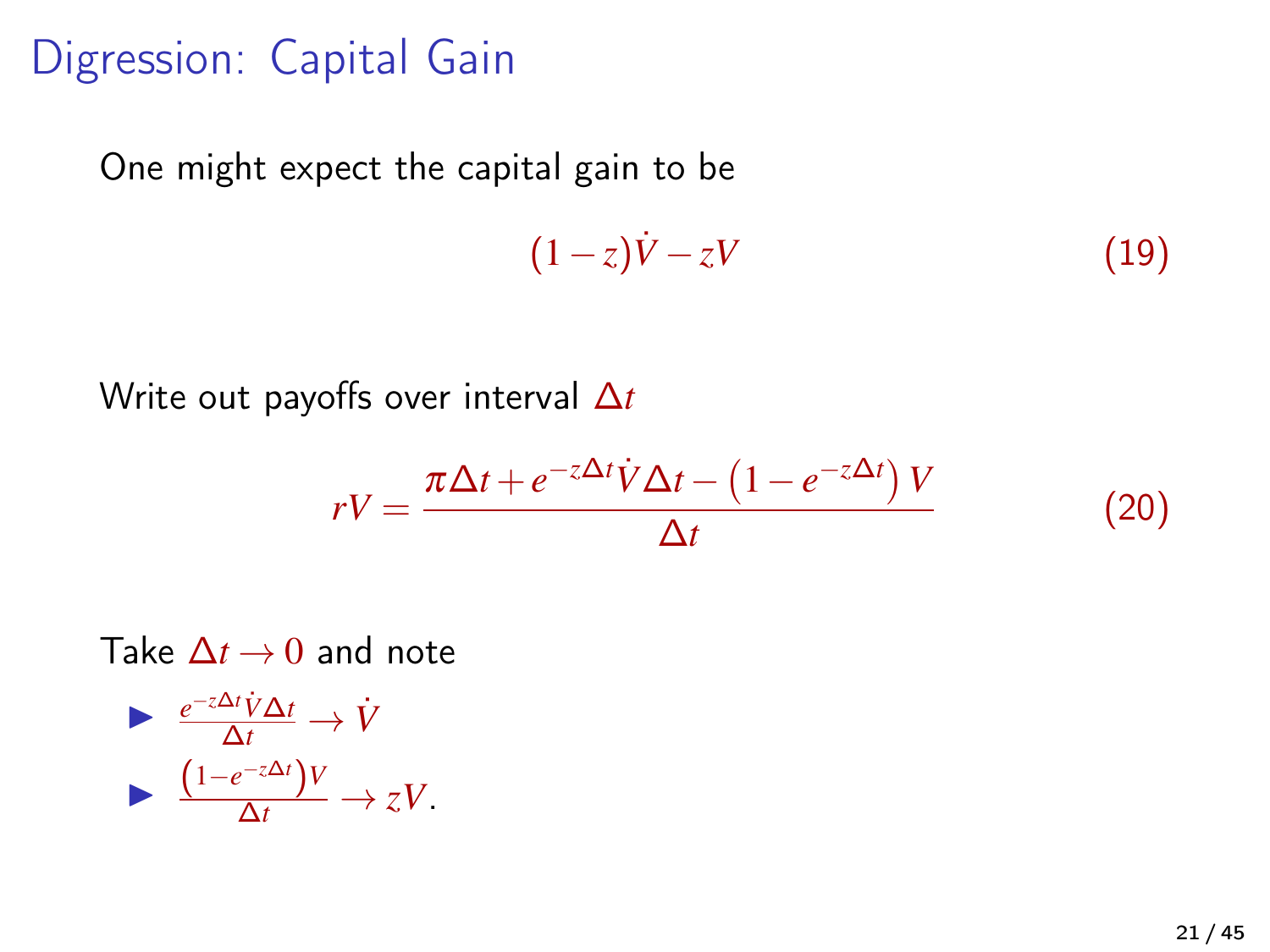# Digression: Capital Gain

One might expect the capital gain to be

$$(1-z)\dot{V} - zV \tag{19}$$

Write out payoffs over interval $\Delta t$

$$rV = \frac{\pi \Delta t + e^{-z\Delta t}\dot{V}\Delta t - \left(1 - e^{-z\Delta t}\right)V}{\Delta t} \tag{20}$$

Take $\Delta t \to 0$ and note

- $\frac{e^{-z\Delta t}\dot{V}\Delta t}{\Delta t} \to \dot{V}$
- $\frac{\left(1-e^{-z\Delta t}\right)V}{\Delta t} \to zV$.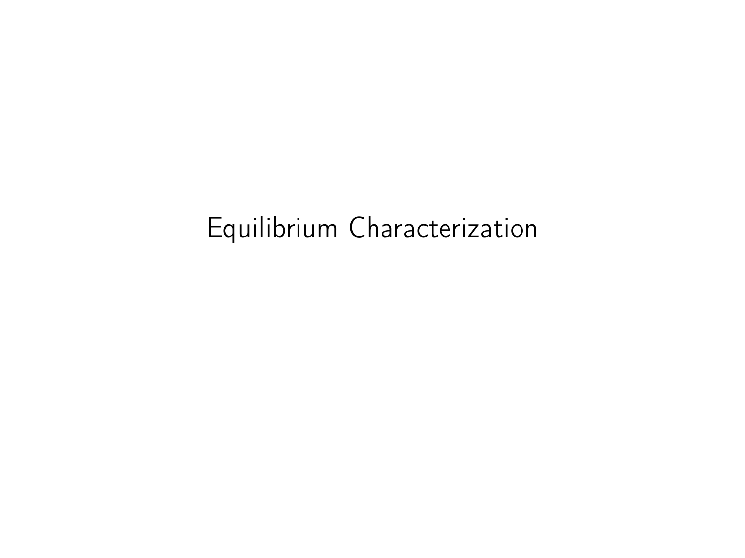# Equilibrium Characterization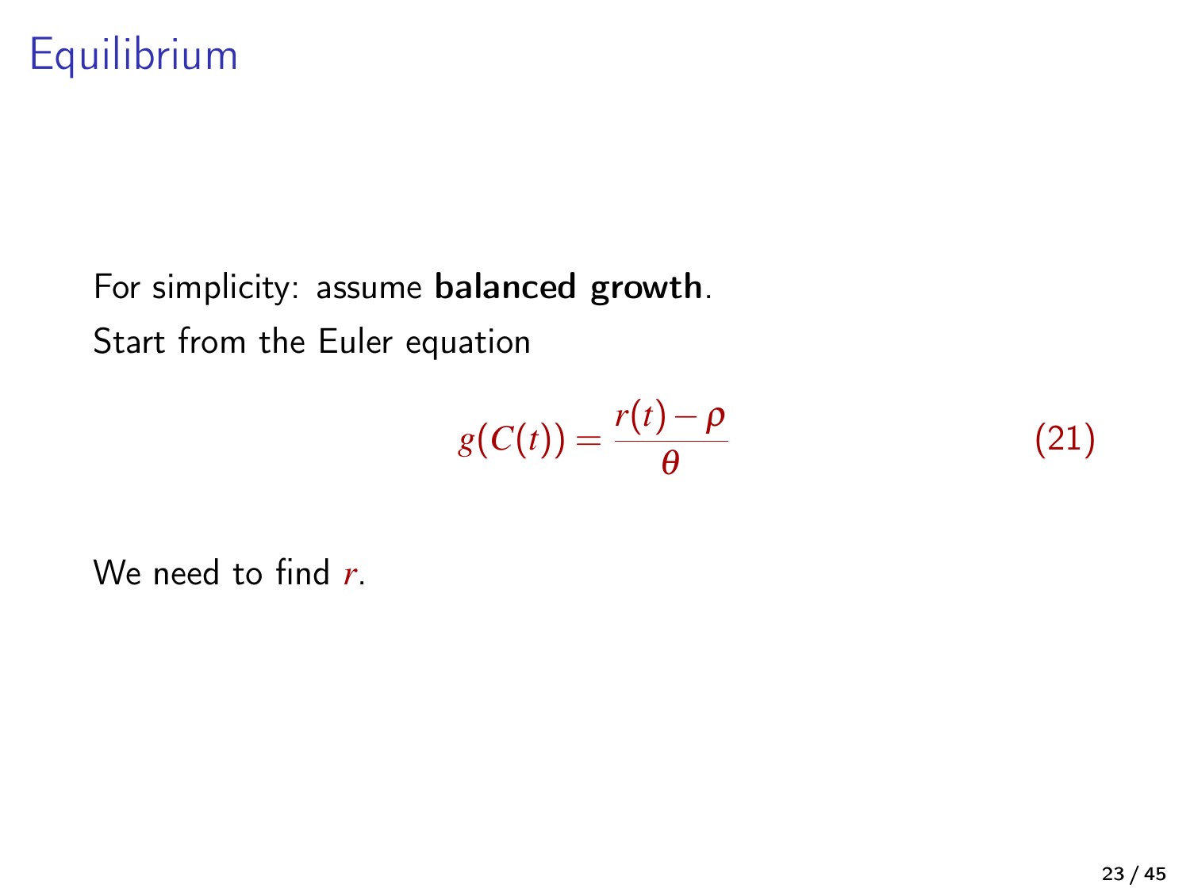# Equilibrium

For simplicity: assume **balanced growth**.

Start from the Euler equation

$$g(C(t)) = \frac{r(t) - \rho}{\theta} \tag{21}$$

We need to find $r$.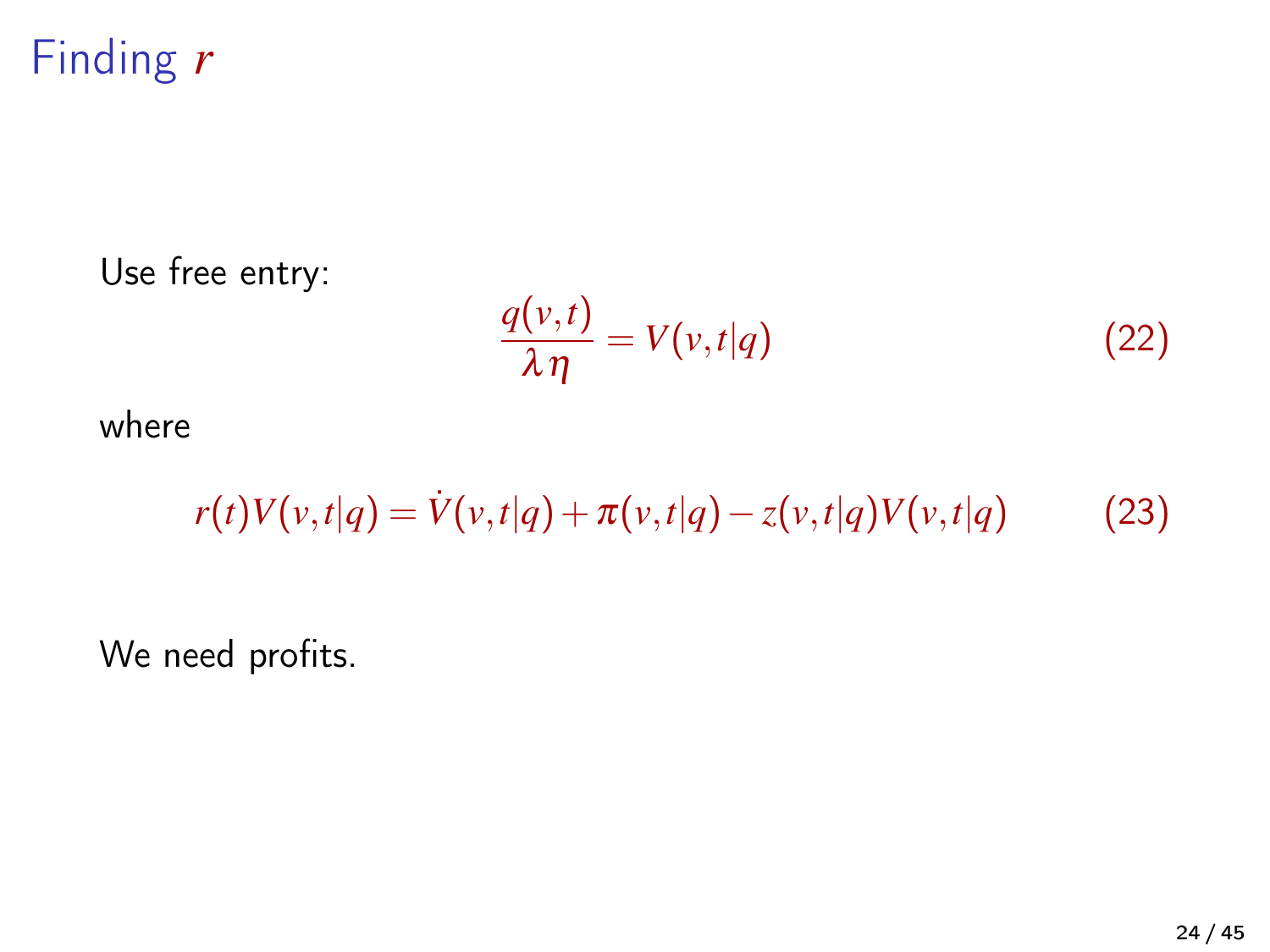# Finding $r$

Use free entry:

$$\frac{q(v,t)}{\lambda \eta} = V(v,t|q) \tag{22}$$

where

$$r(t)V(v,t|q) = \dot{V}(v,t|q) + \pi(v,t|q) - z(v,t|q)V(v,t|q) \tag{23}$$

We need profits.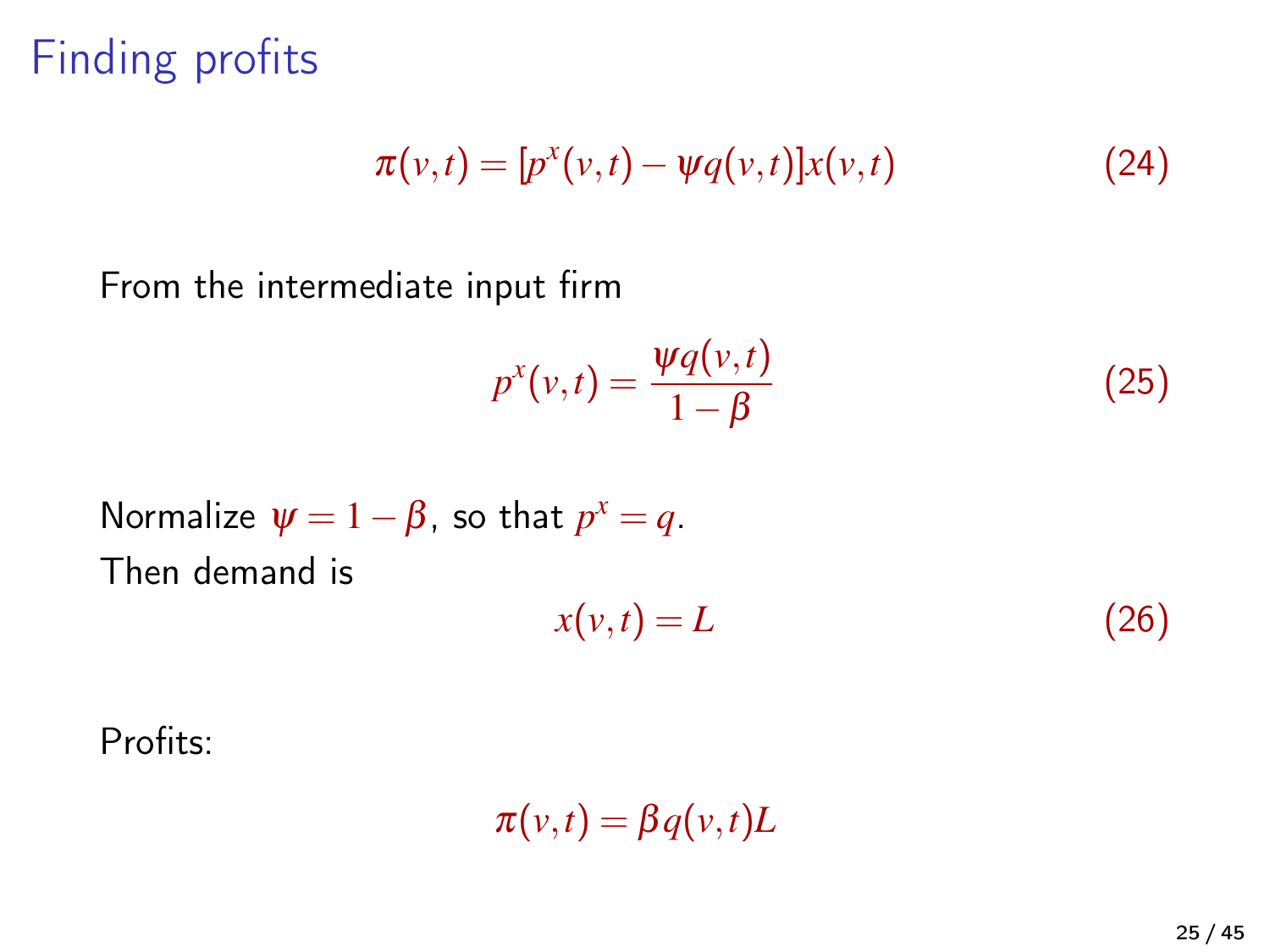# Finding profits

$$\pi(v,t) = [p^x(v,t) - \psi q(v,t)]x(v,t) \tag{24}$$

From the intermediate input firm

$$p^x(v,t) = \frac{\psi q(v,t)}{1-\beta} \tag{25}$$

Normalize $\psi = 1-\beta$, so that $p^x = q$.
Then demand is

$$x(v,t) = L \tag{26}$$

Profits:

$$\pi(v,t) = \beta q(v,t)L$$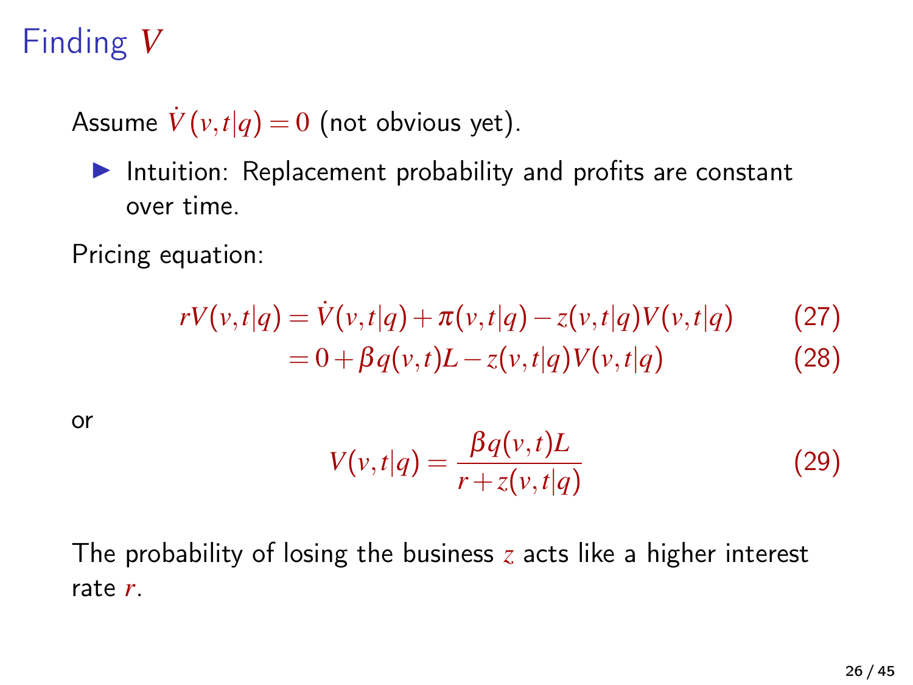# Finding $V$

Assume $\dot{V}(v,t|q) = 0$ (not obvious yet).

- Intuition: Replacement probability and profits are constant over time.

Pricing equation:

$$
\begin{aligned}
rV(v,t|q) &= \dot{V}(v,t|q) + \pi(v,t|q) - z(v,t|q)V(v,t|q) && (27)\\
&= 0 + \beta q(v,t)L - z(v,t|q)V(v,t|q) && (28)
\end{aligned}
$$

or

$$
V(v,t|q) = \frac{\beta q(v,t)L}{r + z(v,t|q)} \tag{29}
$$

The probability of losing the business $z$ acts like a higher interest rate $r$.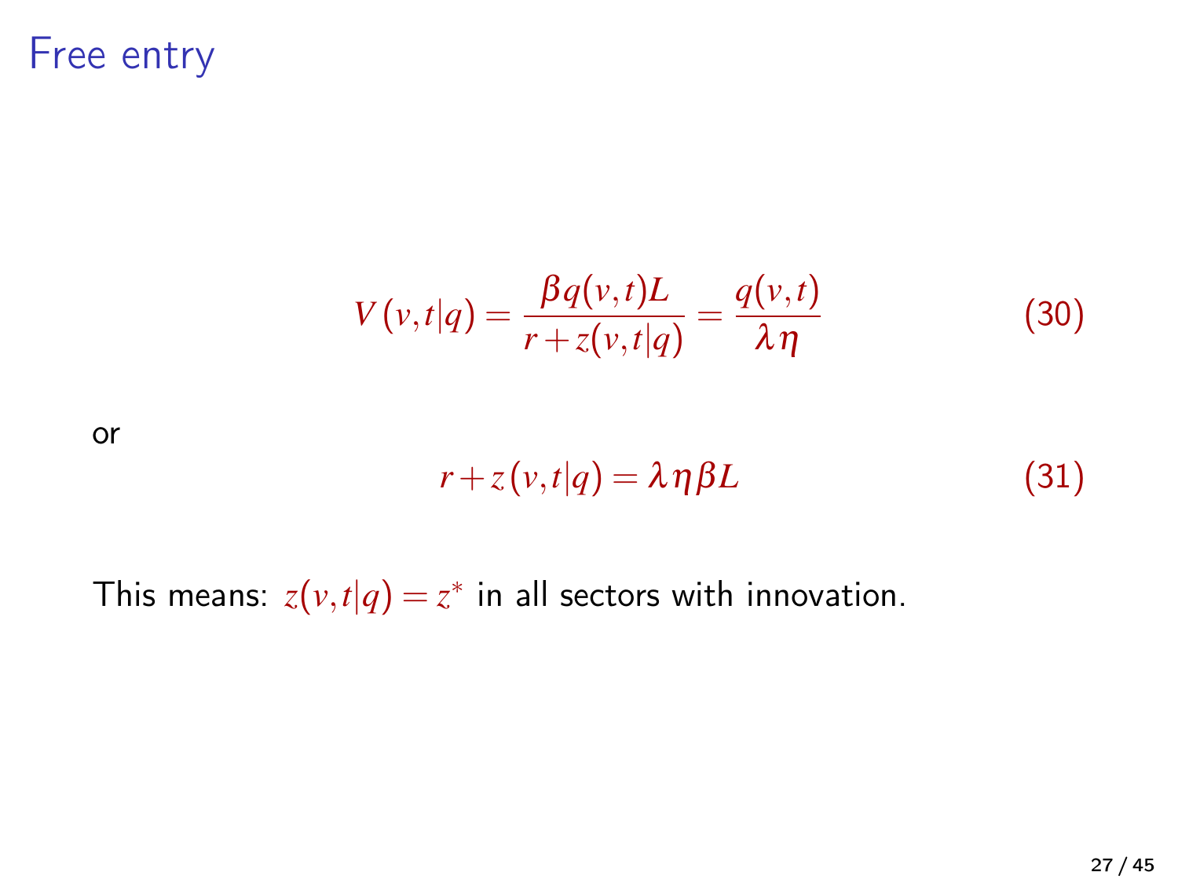# Free entry

$$V(v,t|q) = \frac{\beta q(v,t)L}{r + z(v,t|q)} = \frac{q(v,t)}{\lambda \eta} \tag{30}$$

or

$$r + z(v,t|q) = \lambda \eta \beta L \tag{31}$$

This means: $z(v,t|q) = z^*$ in all sectors with innovation.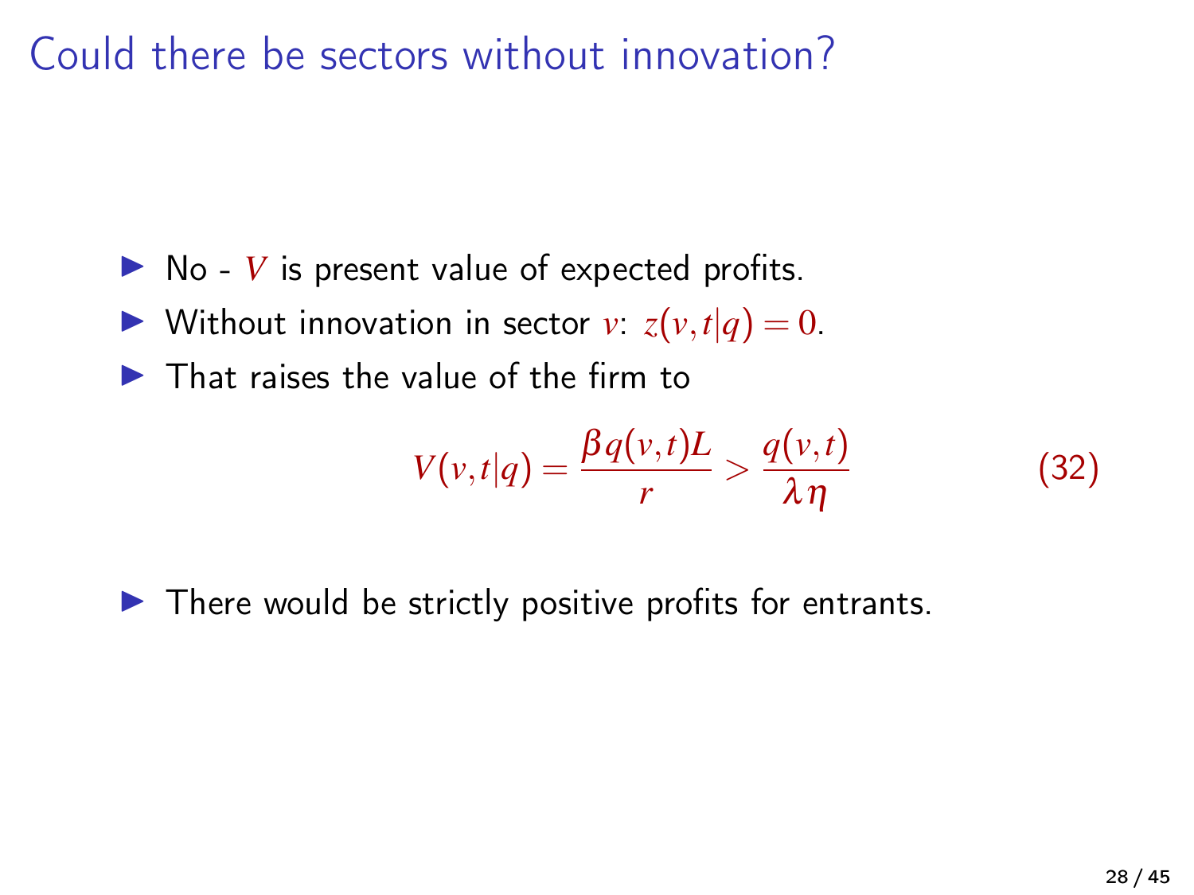# Could there be sectors without innovation?

- No - $V$ is present value of expected profits.
- Without innovation in sector $v$: $z(v,t|q) = 0$.
- That raises the value of the firm to

$$V(v,t|q) = \frac{\beta q(v,t)L}{r} > \frac{q(v,t)}{\lambda \eta} \tag{32}$$

- There would be strictly positive profits for entrants.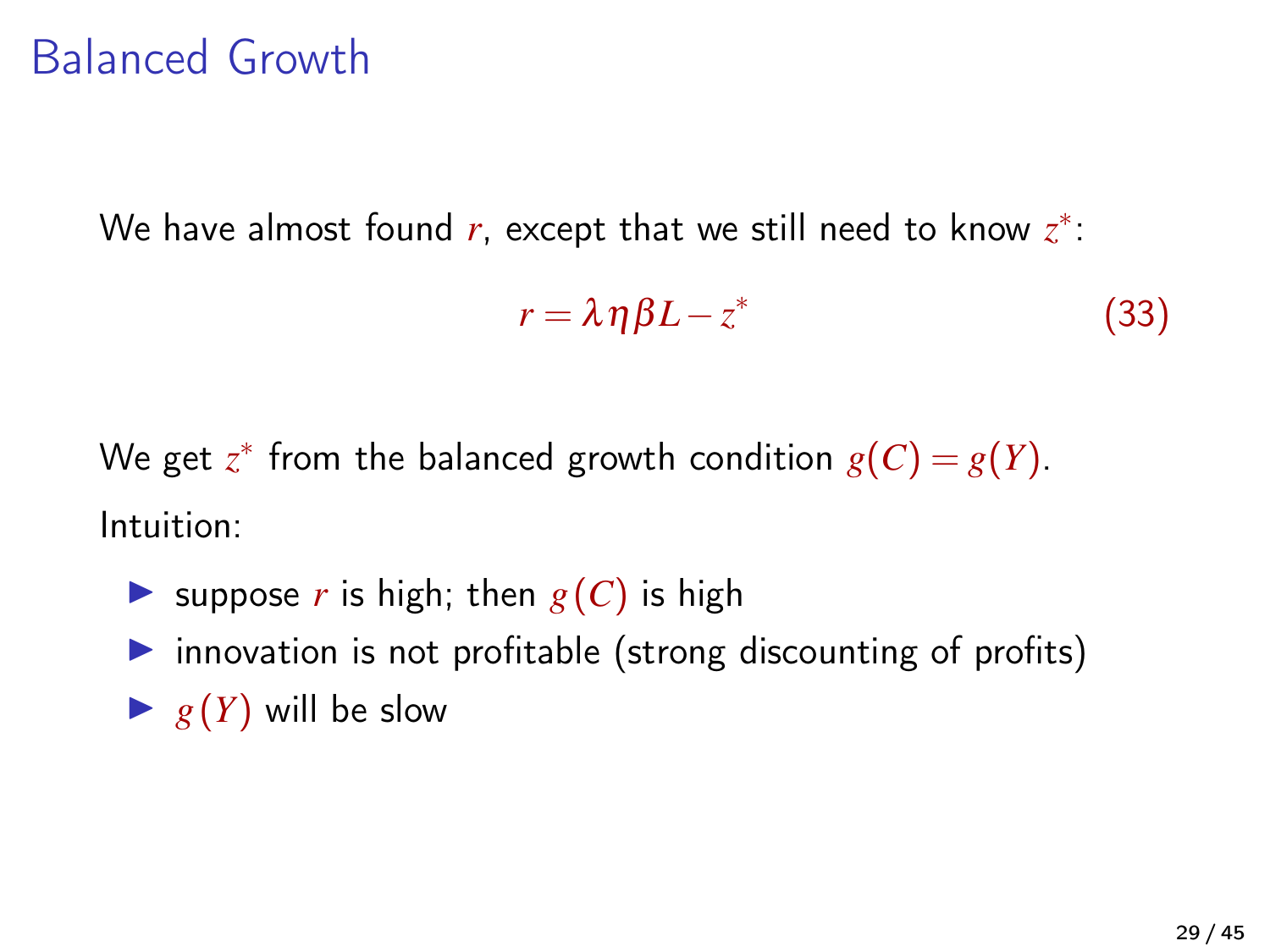# Balanced Growth

We have almost found $r$, except that we still need to know $z^*$:

$$r = \lambda \eta \beta L - z^* \tag{33}$$

We get $z^*$ from the balanced growth condition $g(C) = g(Y)$.

Intuition:

- suppose $r$ is high; then $g(C)$ is high
- innovation is not profitable (strong discounting of profits)
- $g(Y)$ will be slow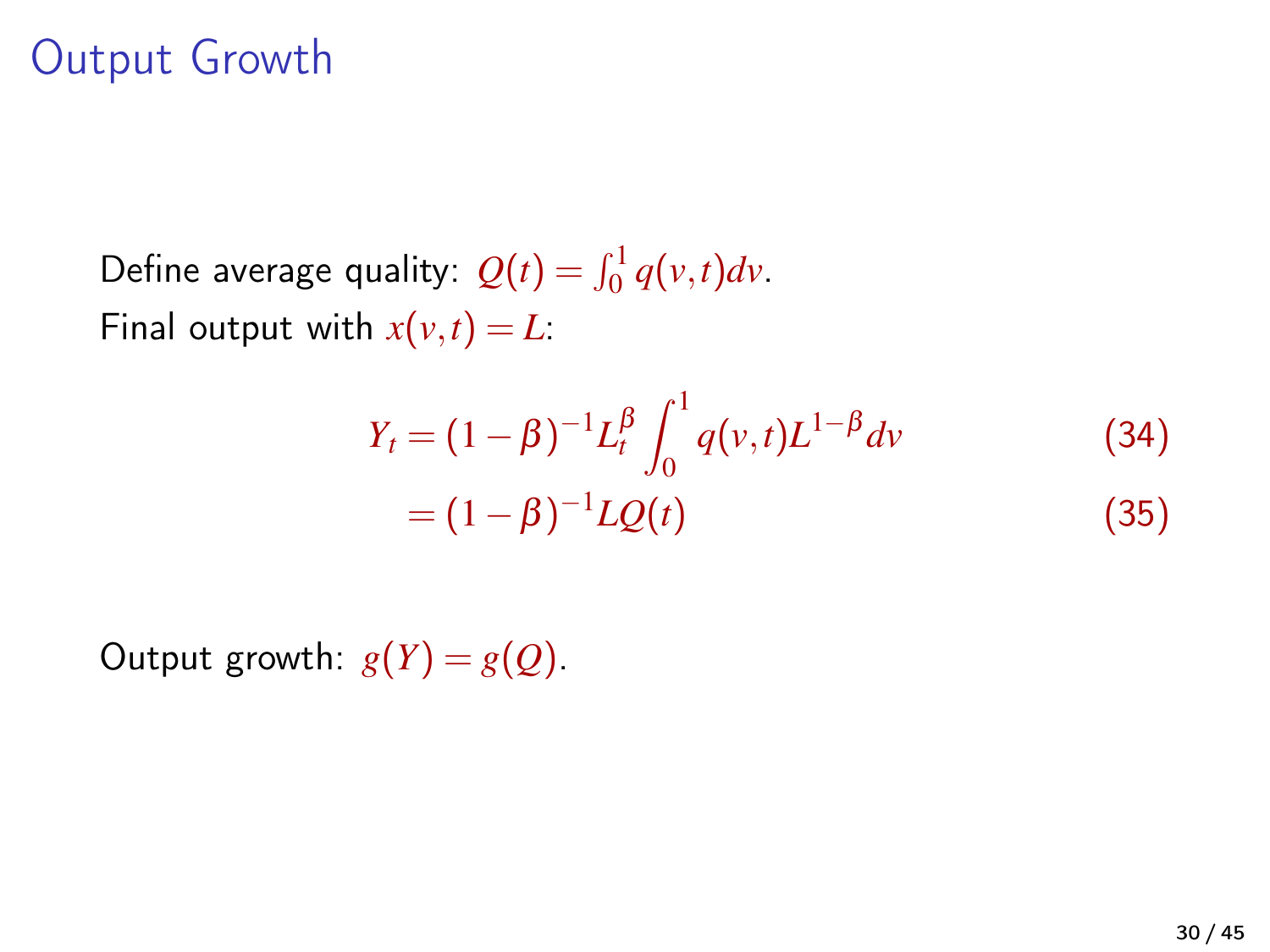# Output Growth

Define average quality: $Q(t) = \int_0^1 q(v,t)dv$.
Final output with $x(v,t) = L$:

$$
\begin{aligned}
Y_t &= (1-\beta)^{-1} L_t^{\beta} \int_0^1 q(v,t) L^{1-\beta} dv &\quad (34)\\
&= (1-\beta)^{-1} L Q(t) &\quad (35)
\end{aligned}
$$

Output growth: $g(Y) = g(Q)$.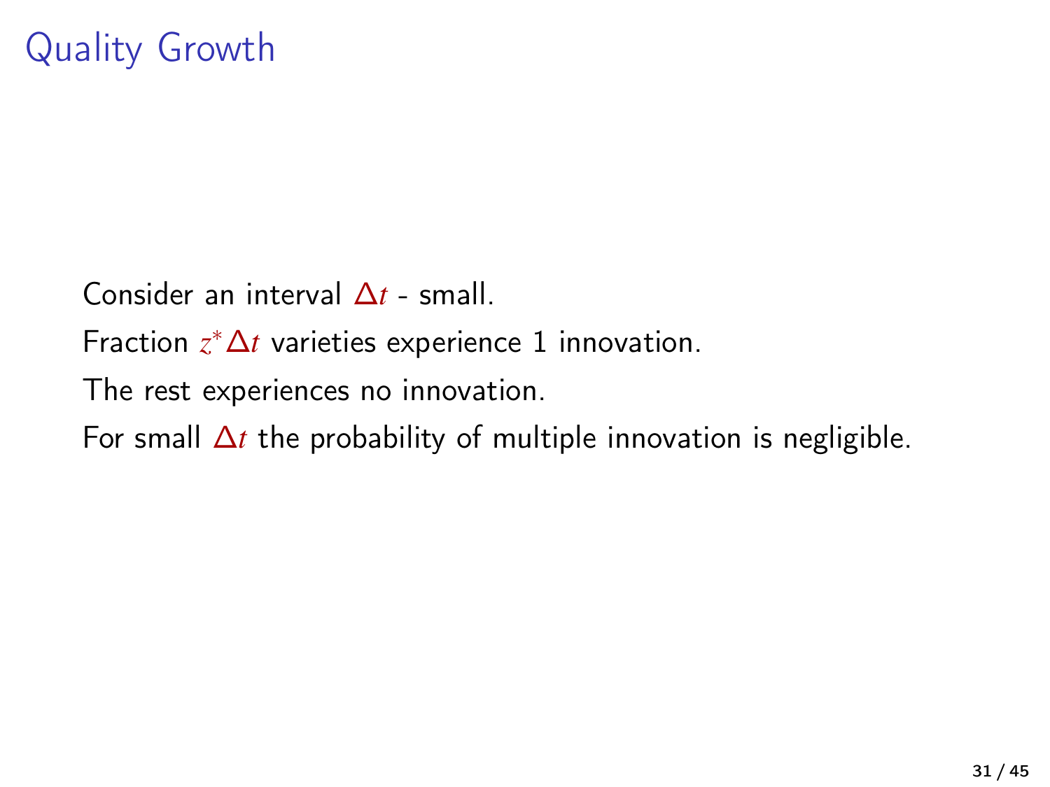# Quality Growth

Consider an interval $\Delta t$ - small.

Fraction $z^* \Delta t$ varieties experience 1 innovation.

The rest experiences no innovation.

For small $\Delta t$ the probability of multiple innovation is negligible.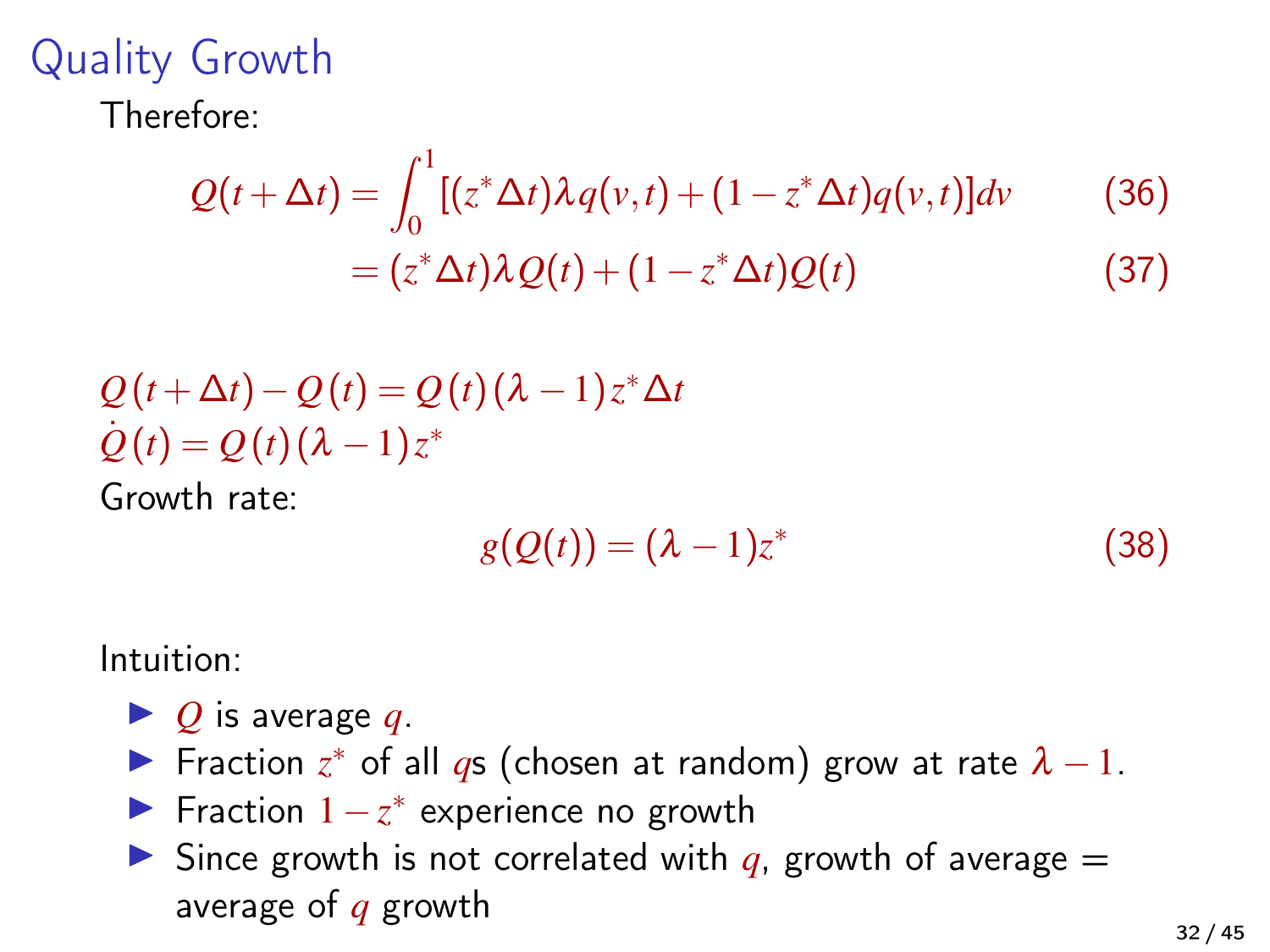# Quality Growth

Therefore:

$$Q(t+\Delta t) = \int_0^1 [(z^*\Delta t)\lambda q(v,t) + (1 - z^*\Delta t)q(v,t)]dv \tag{36}$$

$$= (z^*\Delta t)\lambda Q(t) + (1 - z^*\Delta t)Q(t) \tag{37}$$

$Q(t+\Delta t) - Q(t) = Q(t)(\lambda - 1)z^*\Delta t$

$\dot{Q}(t) = Q(t)(\lambda - 1)z^*$

Growth rate:

$$g(Q(t)) = (\lambda - 1)z^* \tag{38}$$

Intuition:

- $Q$ is average $q$.
- Fraction $z^*$ of all $q$s (chosen at random) grow at rate $\lambda - 1$.
- Fraction $1 - z^*$ experience no growth
- Since growth is not correlated with $q$, growth of average = average of $q$ growth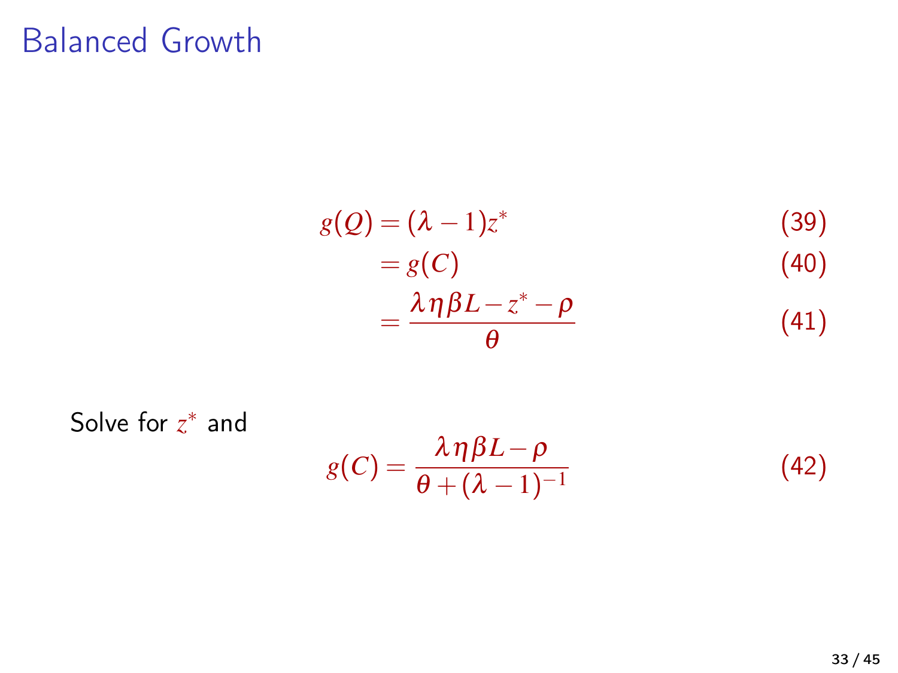# Balanced Growth

$$
\begin{aligned}
g(Q) &= (\lambda - 1)z^* && (39) \\
&= g(C) && (40) \\
&= \frac{\lambda \eta \beta L - z^* - \rho}{\theta} && (41)
\end{aligned}
$$

Solve for $z^*$ and

$$
g(C) = \frac{\lambda \eta \beta L - \rho}{\theta + (\lambda - 1)^{-1}} \tag{42}
$$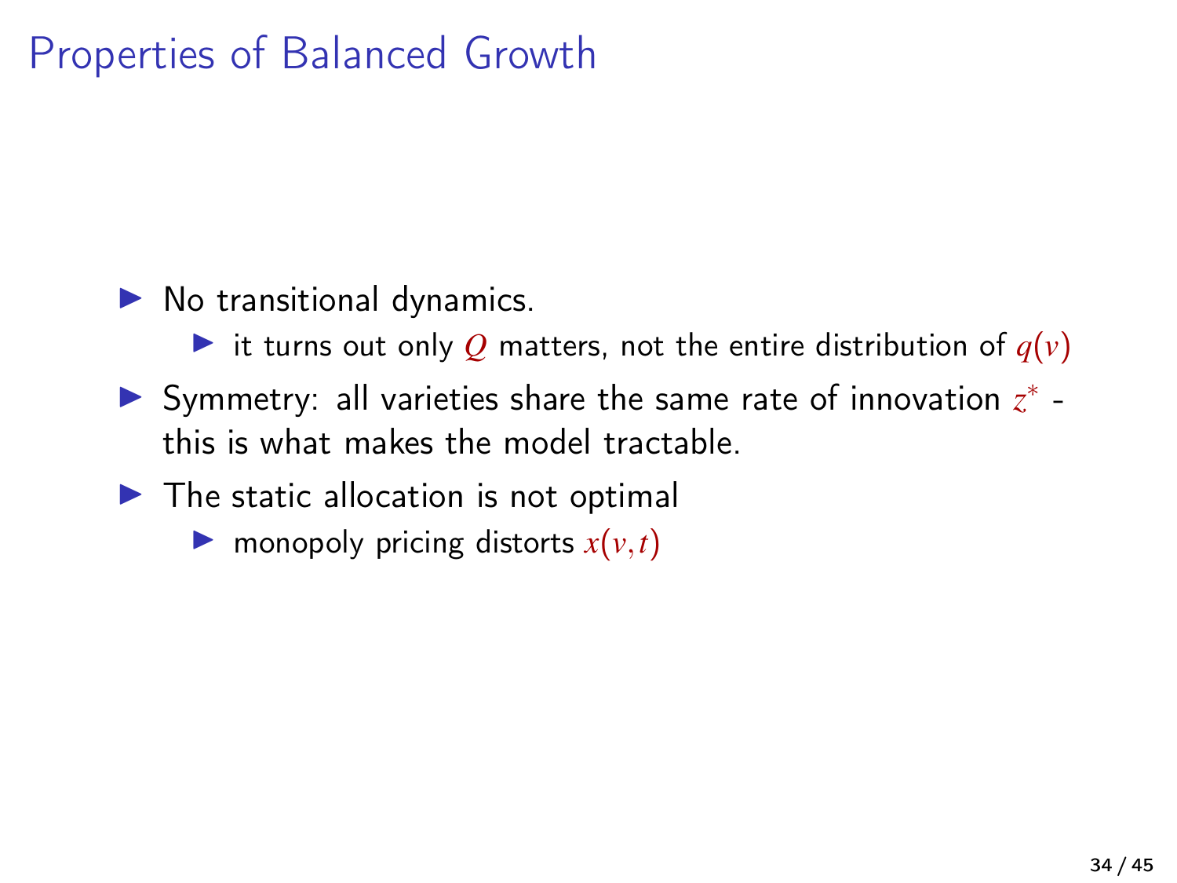# Properties of Balanced Growth

- No transitional dynamics.
  - it turns out only $Q$ matters, not the entire distribution of $q(v)$
- Symmetry: all varieties share the same rate of innovation $z^*$ - this is what makes the model tractable.
- The static allocation is not optimal
  - monopoly pricing distorts $x(v,t)$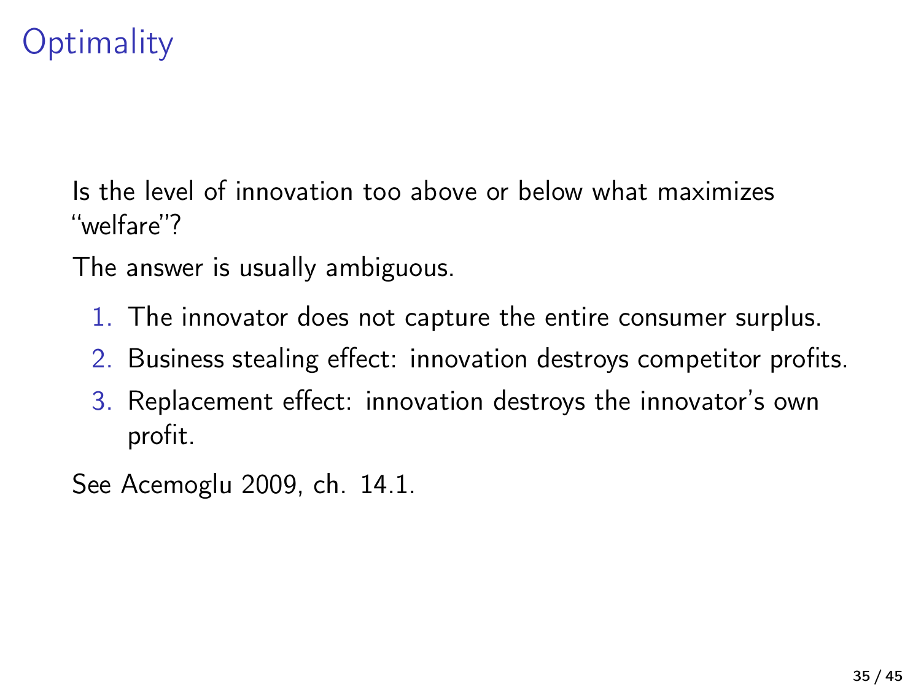# Optimality

Is the level of innovation too above or below what maximizes "welfare"?

The answer is usually ambiguous.

1. The innovator does not capture the entire consumer surplus.
2. Business stealing effect: innovation destroys competitor profits.
3. Replacement effect: innovation destroys the innovator's own profit.

See Acemoglu 2009, ch. 14.1.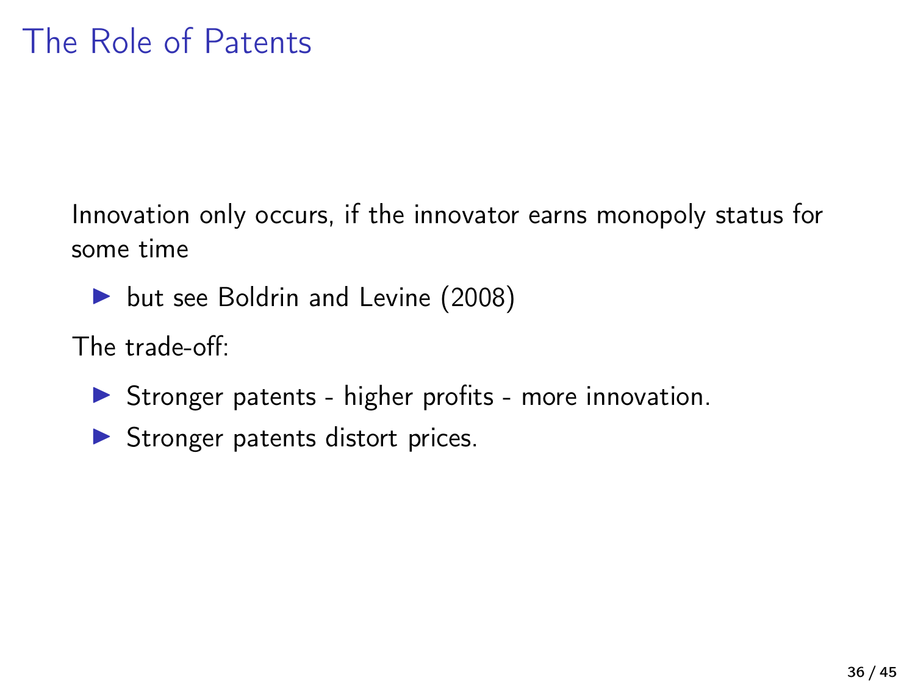# The Role of Patents

Innovation only occurs, if the innovator earns monopoly status for some time

- but see Boldrin and Levine (2008)

The trade-off:

- Stronger patents - higher profits - more innovation.
- Stronger patents distort prices.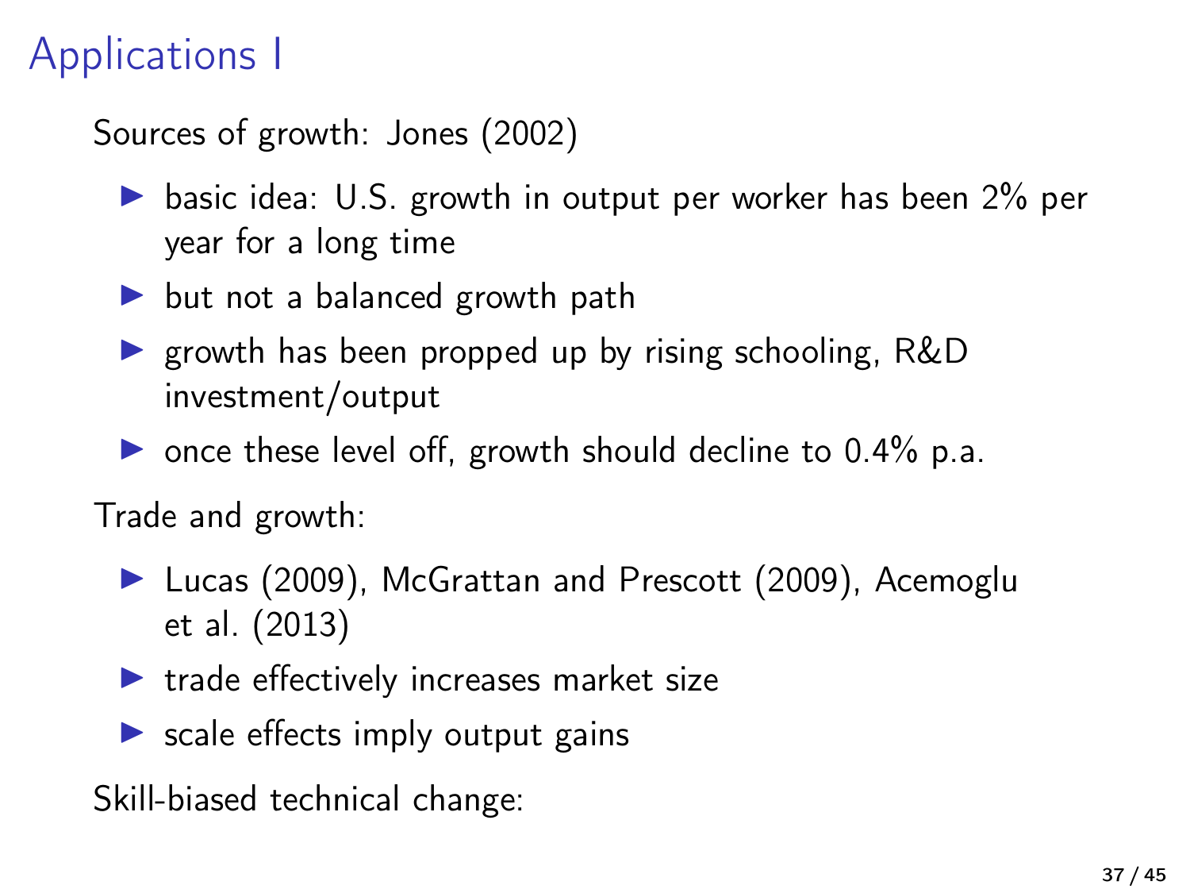# Applications I

Sources of growth: Jones (2002)

- basic idea: U.S. growth in output per worker has been 2% per year for a long time
- but not a balanced growth path
- growth has been propped up by rising schooling, R&D investment/output
- once these level off, growth should decline to 0.4% p.a.

Trade and growth:

- Lucas (2009), McGrattan and Prescott (2009), Acemoglu et al. (2013)
- trade effectively increases market size
- scale effects imply output gains

Skill-biased technical change: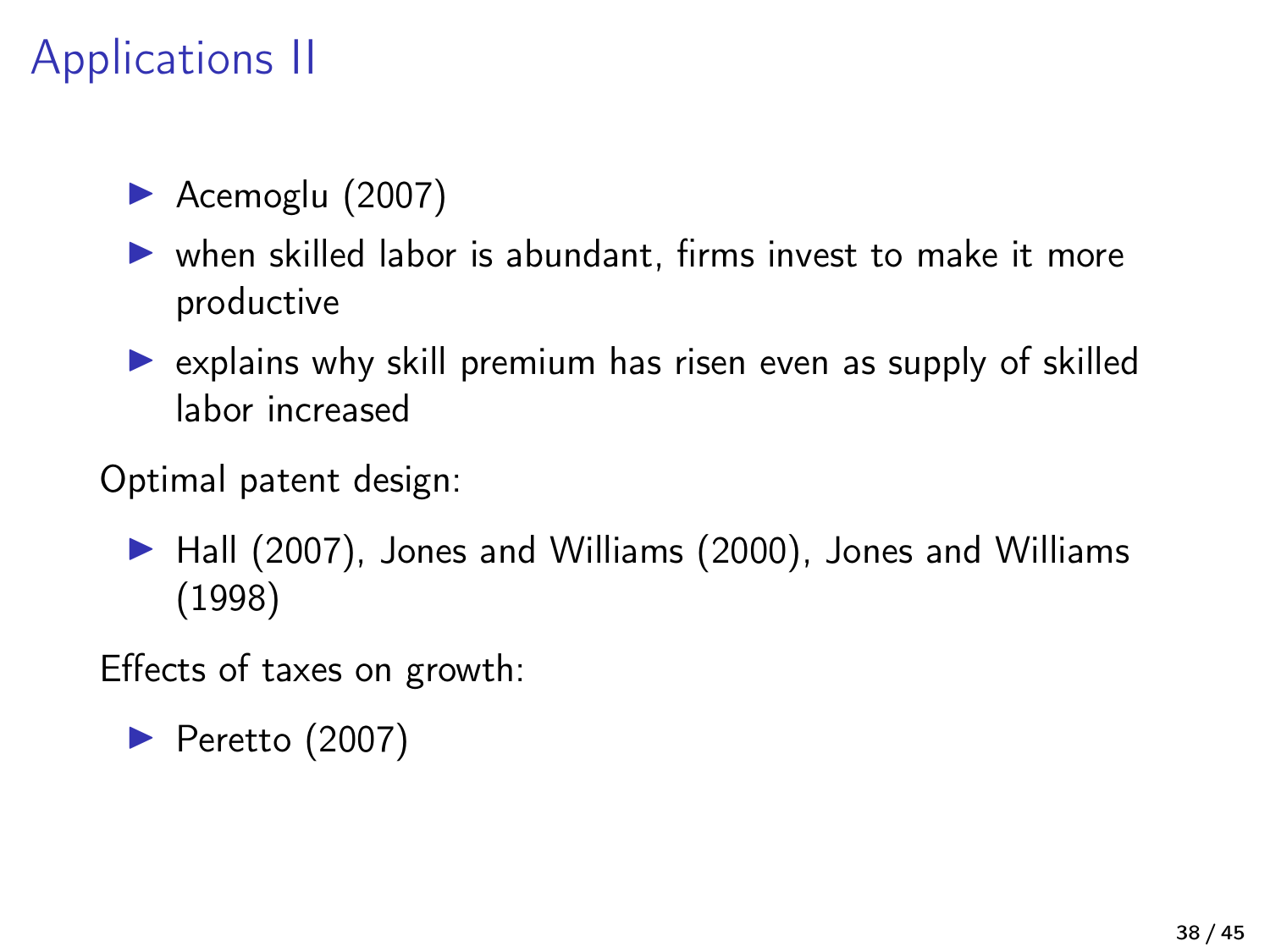# Applications II

- Acemoglu (2007)
- when skilled labor is abundant, firms invest to make it more productive
- explains why skill premium has risen even as supply of skilled labor increased

Optimal patent design:

- Hall (2007), Jones and Williams (2000), Jones and Williams (1998)

Effects of taxes on growth:

- Peretto (2007)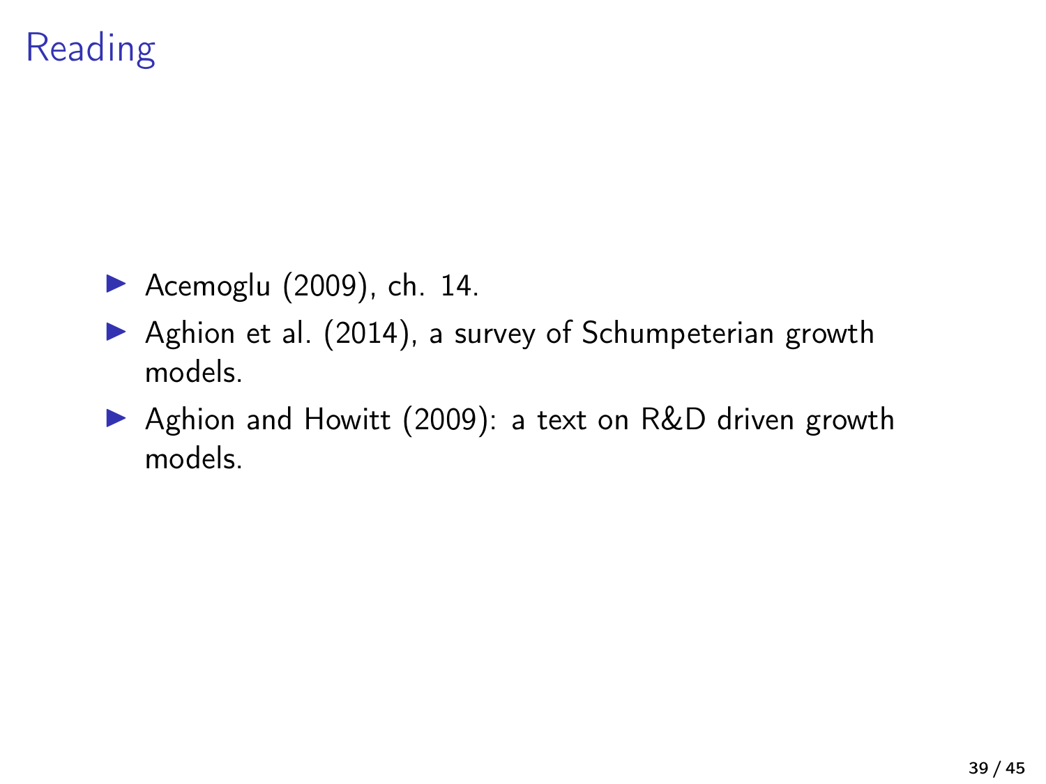# Reading

- Acemoglu (2009), ch. 14.
- Aghion et al. (2014), a survey of Schumpeterian growth models.
- Aghion and Howitt (2009): a text on R&D driven growth models.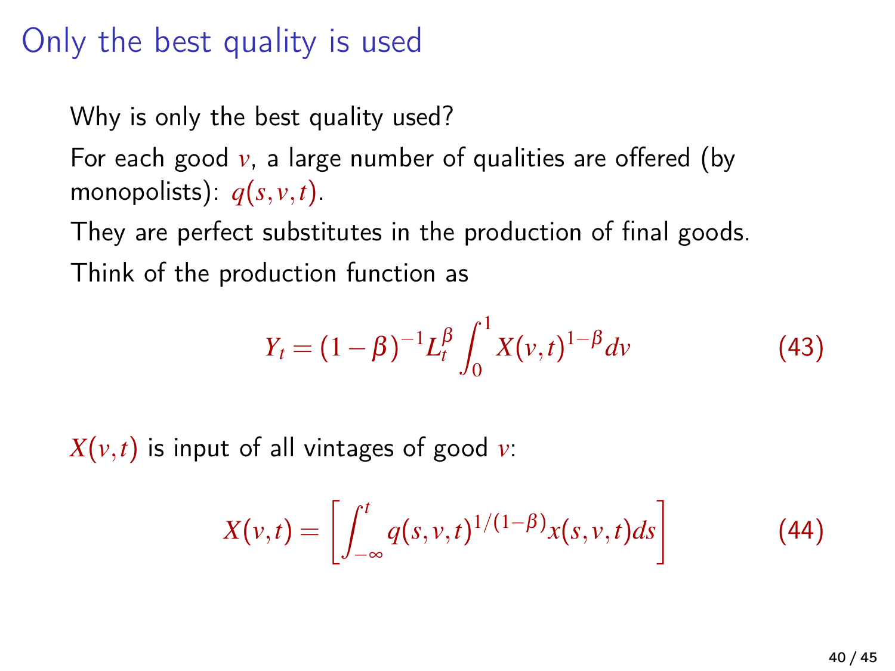# Only the best quality is used

Why is only the best quality used?

For each good $v$, a large number of qualities are offered (by monopolists): $q(s,v,t)$.

They are perfect substitutes in the production of final goods.

Think of the production function as

$$Y_t = (1-\beta)^{-1} L_t^{\beta} \int_0^1 X(v,t)^{1-\beta} dv \tag{43}$$

$X(v,t)$ is input of all vintages of good $v$:

$$X(v,t) = \left[ \int_{-\infty}^{t} q(s,v,t)^{1/(1-\beta)} x(s,v,t) ds \right] \tag{44}$$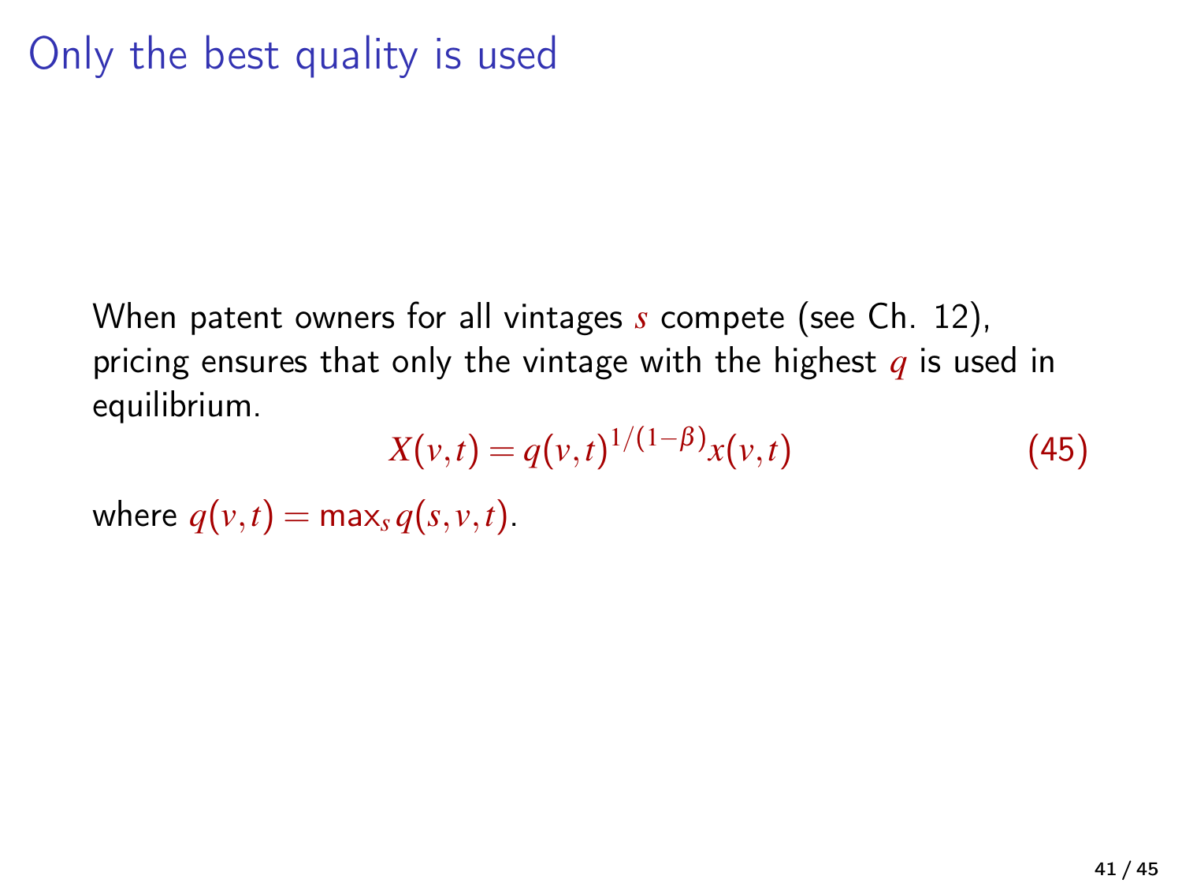# Only the best quality is used

When patent owners for all vintages $s$ compete (see Ch. 12), pricing ensures that only the vintage with the highest $q$ is used in equilibrium.

$$X(v,t) = q(v,t)^{1/(1-\beta)} x(v,t) \tag{45}$$

where $q(v,t) = \max_s q(s,v,t)$.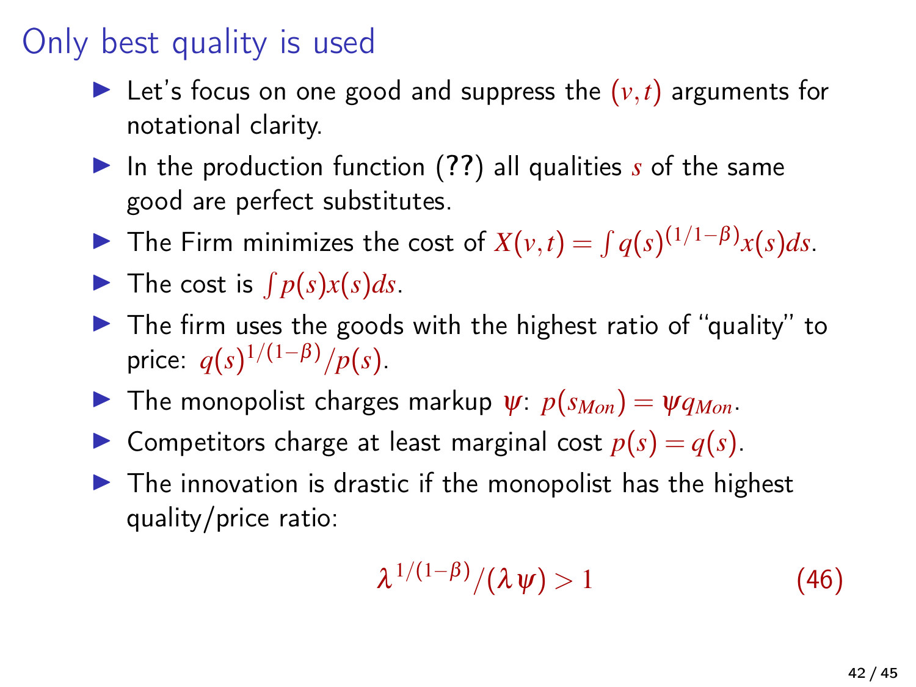# Only best quality is used

- Let's focus on one good and suppress the $(v,t)$ arguments for notational clarity.
- In the production function (??) all qualities $s$ of the same good are perfect substitutes.
- The Firm minimizes the cost of $X(v,t) = \int q(s)^{(1/1-\beta)} x(s) ds$.
- The cost is $\int p(s)x(s)ds$.
- The firm uses the goods with the highest ratio of "quality" to price: $q(s)^{1/(1-\beta)}/p(s)$.
- The monopolist charges markup $\psi$: $p(s_{Mon}) = \psi q_{Mon}$.
- Competitors charge at least marginal cost $p(s) = q(s)$.
- The innovation is drastic if the monopolist has the highest quality/price ratio:

$$\lambda^{1/(1-\beta)}/(\lambda \psi) > 1 \tag{46}$$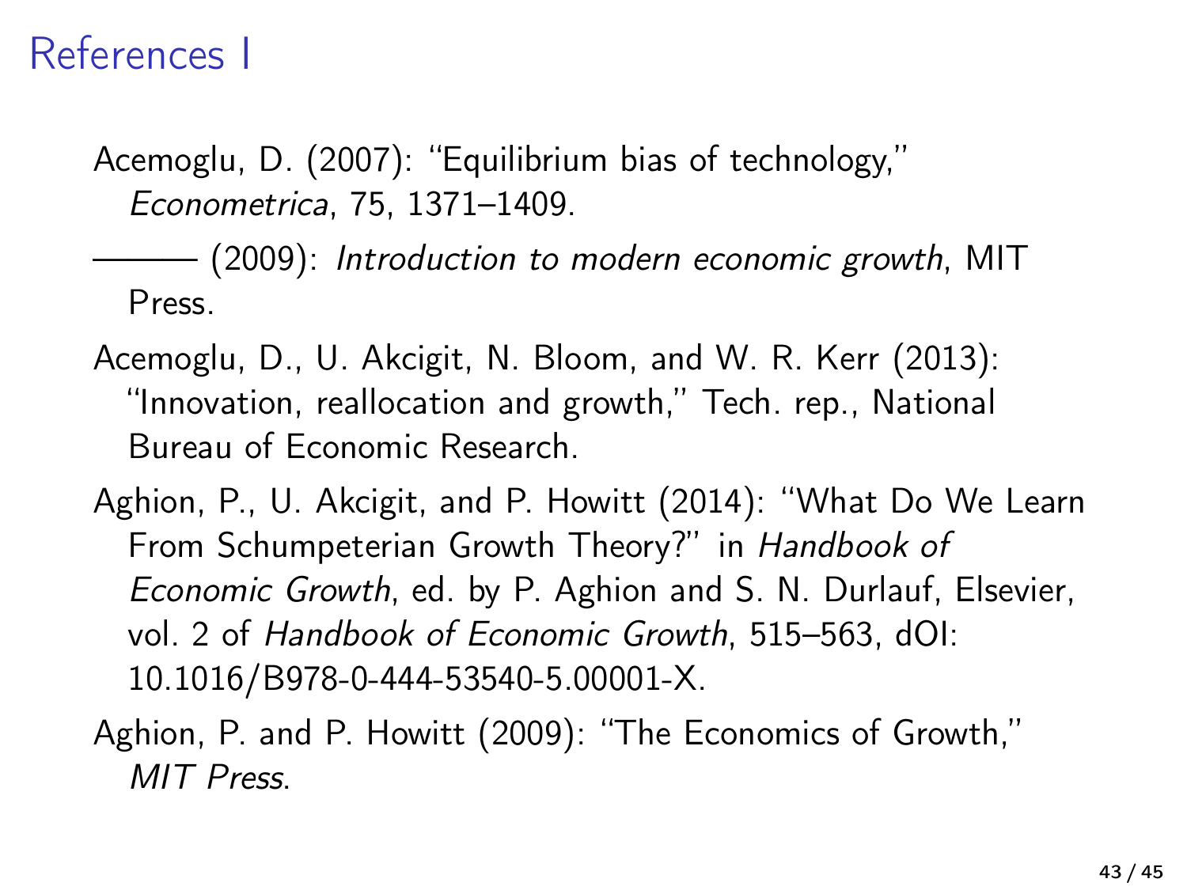# References I

Acemoglu, D. (2007): "Equilibrium bias of technology," *Econometrica*, 75, 1371–1409.

——— (2009): *Introduction to modern economic growth*, MIT Press.

Acemoglu, D., U. Akcigit, N. Bloom, and W. R. Kerr (2013): "Innovation, reallocation and growth," Tech. rep., National Bureau of Economic Research.

Aghion, P., U. Akcigit, and P. Howitt (2014): "What Do We Learn From Schumpeterian Growth Theory?" in *Handbook of Economic Growth*, ed. by P. Aghion and S. N. Durlauf, Elsevier, vol. 2 of *Handbook of Economic Growth*, 515–563, dOI: 10.1016/B978-0-444-53540-5.00001-X.

Aghion, P. and P. Howitt (2009): "The Economics of Growth," *MIT Press*.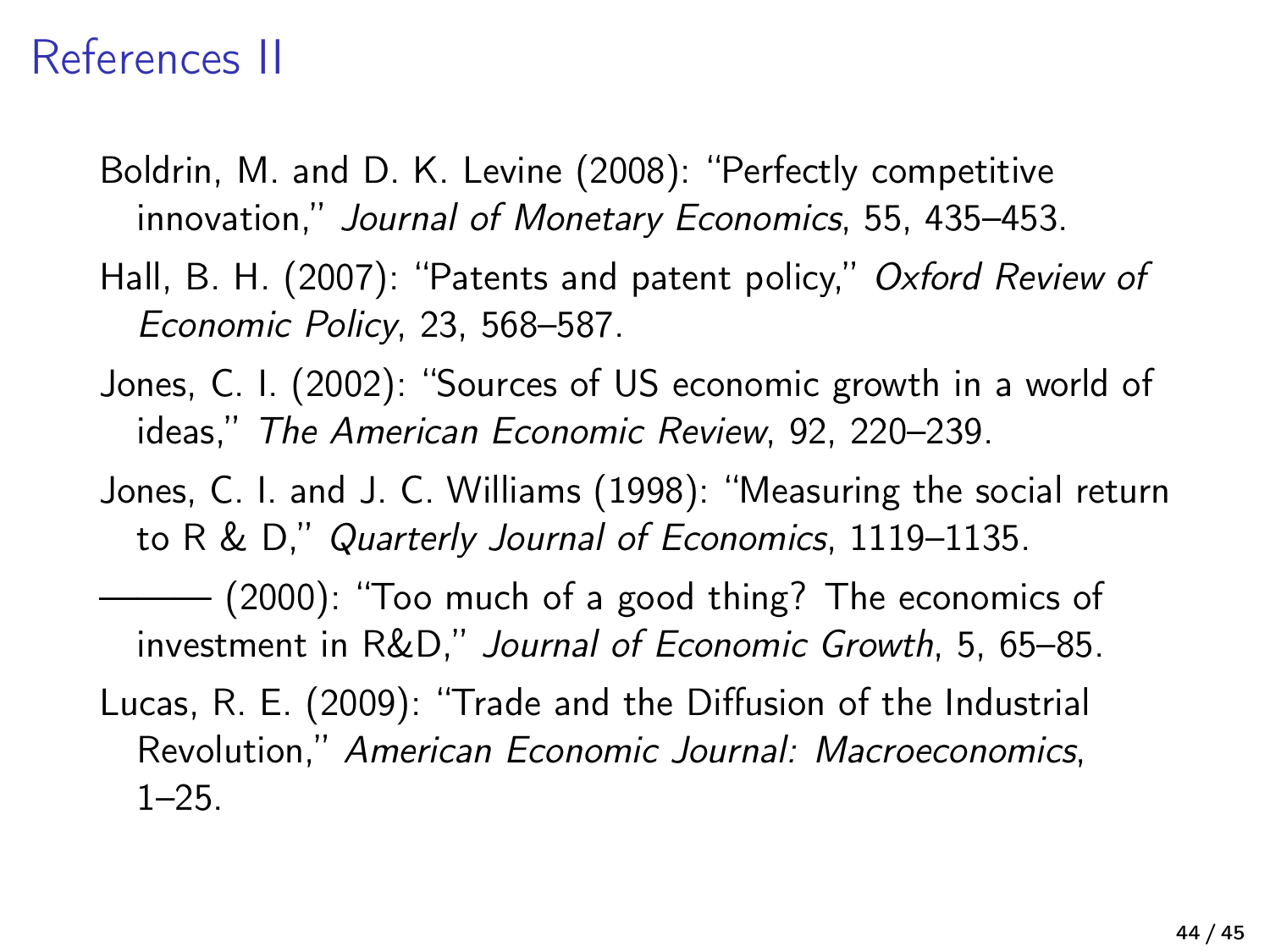# References II

Boldrin, M. and D. K. Levine (2008): "Perfectly competitive innovation," *Journal of Monetary Economics*, 55, 435–453.

Hall, B. H. (2007): "Patents and patent policy," *Oxford Review of Economic Policy*, 23, 568–587.

Jones, C. I. (2002): "Sources of US economic growth in a world of ideas," *The American Economic Review*, 92, 220–239.

Jones, C. I. and J. C. Williams (1998): "Measuring the social return to R & D," *Quarterly Journal of Economics*, 1119–1135.

——— (2000): "Too much of a good thing? The economics of investment in R&D," *Journal of Economic Growth*, 5, 65–85.

Lucas, R. E. (2009): "Trade and the Diffusion of the Industrial Revolution," *American Economic Journal: Macroeconomics*, 1–25.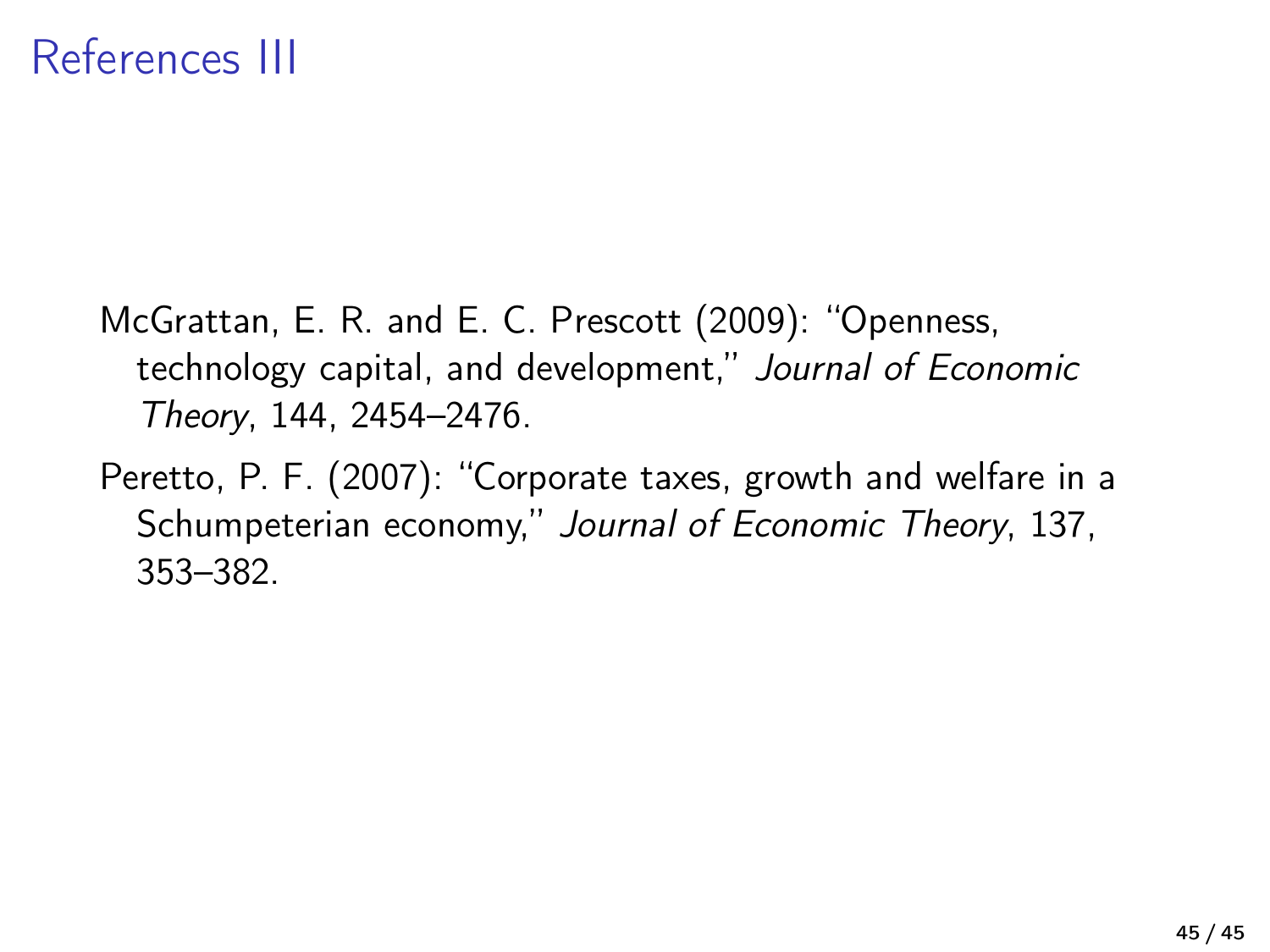# References III

McGrattan, E. R. and E. C. Prescott (2009): "Openness, technology capital, and development," *Journal of Economic Theory*, 144, 2454–2476.

Peretto, P. F. (2007): "Corporate taxes, growth and welfare in a Schumpeterian economy," *Journal of Economic Theory*, 137, 353–382.